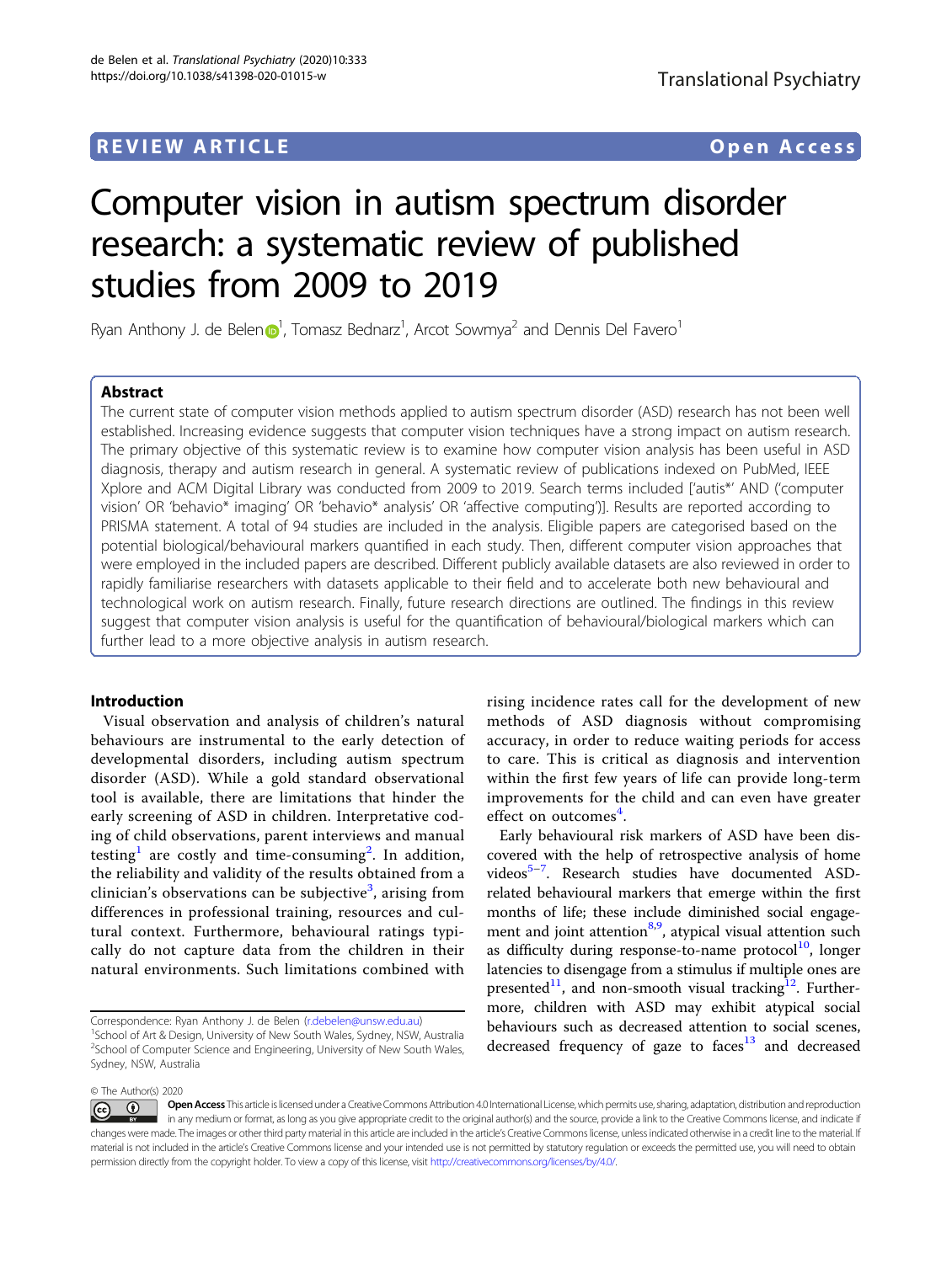REVIEW ARTICLE Open Access

# Computer vision in autism spectrum disorder research: a systematic review of published studies from 2009 to 2019

Ryan Anthony J. de Belen[1], Tomasz Bednarz[1], Arcot Sowmya[2] and Dennis Del Favero[1]

## Abstract

The current state of computer vision methods applied to autism spectrum disorder (ASD) research has not been well established. Increasing evidence suggests that computer vision techniques have a strong impact on autism research. The primary objective of this systematic review is to examine how computer vision analysis has been useful in ASD diagnosis, therapy and autism research in general. A systematic review of publications indexed on PubMed, IEEE Xplore and ACM Digital Library was conducted from 2009 to 2019. Search terms included ['autis*' AND ('computer vision' OR 'behavio* imaging' OR 'behavio* analysis' OR 'affective computing')]. Results are reported according to PRISMA statement. A total of 94 studies are included in the analysis. Eligible papers are categorised based on the potential biological/behavioural markers quantified in each study. Then, different computer vision approaches that were employed in the included papers are described. Different publicly available datasets are also reviewed in order to rapidly familiarise researchers with datasets applicable to their field and to accelerate both new behavioural and technological work on autism research. Finally, future research directions are outlined. The findings in this review suggest that computer vision analysis is useful for the quantification of behavioural/biological markers which can further lead to a more objective analysis in autism research.

## Introduction

Visual observation and analysis of children's natural behaviours are instrumental to the early detection of developmental disorders, including autism spectrum disorder (ASD). While a gold standard observational tool is available, there are limitations that hinder the early screening of ASD in children. Interpretative coding of child observations, parent interviews and manual testing[1] are costly and time-consuming[2]. In addition, the reliability and validity of the results obtained from a clinician's observations can be subjective[3], arising from differences in professional training, resources and cultural context. Furthermore, behavioural ratings typically do not capture data from the children in their natural environments. Such limitations combined with rising incidence rates call for the development of new methods of ASD diagnosis without compromising accuracy, in order to reduce waiting periods for access to care. This is critical as diagnosis and intervention within the first few years of life can provide long-term improvements for the child and can even have greater effect on outcomes[4].

Early behavioural risk markers of ASD have been discovered with the help of retrospective analysis of home videos[5–7]. Research studies have documented ASD-related behavioural markers that emerge within the first months of life; these include diminished social engagement and joint attention[8,9], atypical visual attention such as difficulty during response-to-name protocol[10], longer latencies to disengage from a stimulus if multiple ones are presented[11], and non-smooth visual tracking[12]. Furthermore, children with ASD may exhibit atypical social behaviours such as decreased attention to social scenes, decreased frequency of gaze to faces[13] and decreased

Correspondence: Ryan Anthony J. de Belen (r.debelen@unsw.edu.au)
[1]School of Art & Design, University of New South Wales, Sydney, NSW, Australia
[2]School of Computer Science and Engineering, University of New South Wales, Sydney, NSW, Australia

© The Author(s) 2020

Open Access This article is licensed under a Creative Commons Attribution 4.0 International License, which permits use, sharing, adaptation, distribution and reproduction in any medium or format, as long as you give appropriate credit to the original author(s) and the source, provide a link to the Creative Commons license, and indicate if changes were made. The images or other third party material in this article are included in the article's Creative Commons license, unless indicated otherwise in a credit line to the material. If material is not included in the article's Creative Commons license and your intended use is not permitted by statutory regulation or exceeds the permitted use, you will need to obtain permission directly from the copyright holder. To view a copy of this license, visit http://creativecommons.org/licenses/by/4.0/.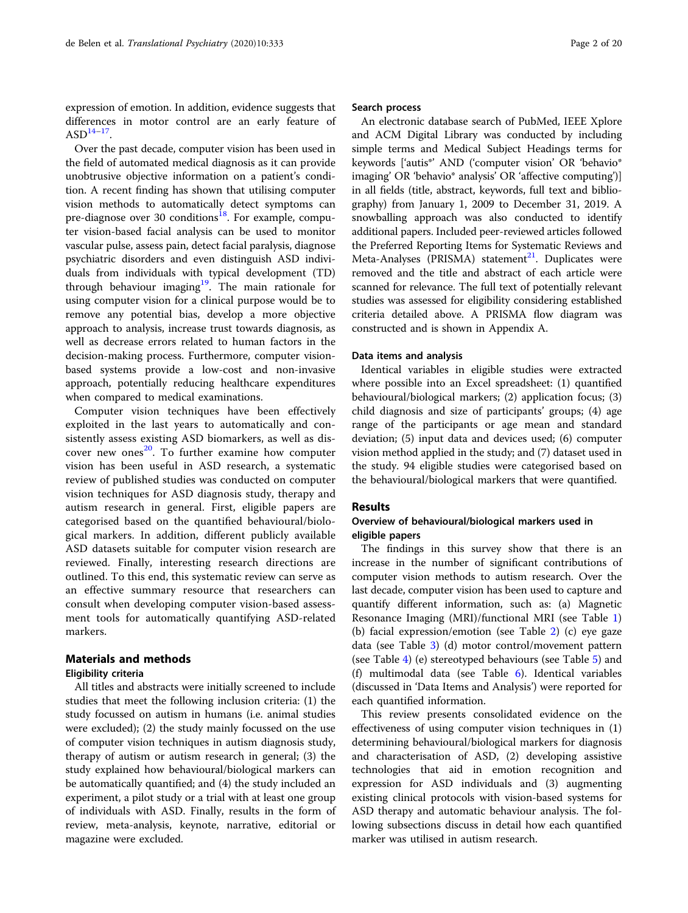expression of emotion. In addition, evidence suggests that differences in motor control are an early feature of ASD[14–17].

Over the past decade, computer vision has been used in the field of automated medical diagnosis as it can provide unobtrusive objective information on a patient's condition. A recent finding has shown that utilising computer vision methods to automatically detect symptoms can pre-diagnose over 30 conditions[18]. For example, computer vision-based facial analysis can be used to monitor vascular pulse, assess pain, detect facial paralysis, diagnose psychiatric disorders and even distinguish ASD individuals from individuals with typical development (TD) through behaviour imaging[19]. The main rationale for using computer vision for a clinical purpose would be to remove any potential bias, develop a more objective approach to analysis, increase trust towards diagnosis, as well as decrease errors related to human factors in the decision-making process. Furthermore, computer vision-based systems provide a low-cost and non-invasive approach, potentially reducing healthcare expenditures when compared to medical examinations.

Computer vision techniques have been effectively exploited in the last years to automatically and consistently assess existing ASD biomarkers, as well as discover new ones[20]. To further examine how computer vision has been useful in ASD research, a systematic review of published studies was conducted on computer vision techniques for ASD diagnosis study, therapy and autism research in general. First, eligible papers are categorised based on the quantified behavioural/biological markers. In addition, different publicly available ASD datasets suitable for computer vision research are reviewed. Finally, interesting research directions are outlined. To this end, this systematic review can serve as an effective summary resource that researchers can consult when developing computer vision-based assessment tools for automatically quantifying ASD-related markers.

## Materials and methods

### Eligibility criteria

All titles and abstracts were initially screened to include studies that meet the following inclusion criteria: (1) the study focussed on autism in humans (i.e. animal studies were excluded); (2) the study mainly focussed on the use of computer vision techniques in autism diagnosis study, therapy of autism or autism research in general; (3) the study explained how behavioural/biological markers can be automatically quantified; and (4) the study included an experiment, a pilot study or a trial with at least one group of individuals with ASD. Finally, results in the form of review, meta-analysis, keynote, narrative, editorial or magazine were excluded.

### Search process

An electronic database search of PubMed, IEEE Xplore and ACM Digital Library was conducted by including simple terms and Medical Subject Headings terms for keywords ['autis*' AND ('computer vision' OR 'behavio* imaging' OR 'behavio* analysis' OR 'affective computing')] in all fields (title, abstract, keywords, full text and bibliography) from January 1, 2009 to December 31, 2019. A snowballing approach was also conducted to identify additional papers. Included peer-reviewed articles followed the Preferred Reporting Items for Systematic Reviews and Meta-Analyses (PRISMA) statement[21]. Duplicates were removed and the title and abstract of each article were scanned for relevance. The full text of potentially relevant studies was assessed for eligibility considering established criteria detailed above. A PRISMA flow diagram was constructed and is shown in Appendix A.

### Data items and analysis

Identical variables in eligible studies were extracted where possible into an Excel spreadsheet: (1) quantified behavioural/biological markers; (2) application focus; (3) child diagnosis and size of participants' groups; (4) age range of the participants or age mean and standard deviation; (5) input data and devices used; (6) computer vision method applied in the study; and (7) dataset used in the study. 94 eligible studies were categorised based on the behavioural/biological markers that were quantified.

## Results

### Overview of behavioural/biological markers used in eligible papers

The findings in this survey show that there is an increase in the number of significant contributions of computer vision methods to autism research. Over the last decade, computer vision has been used to capture and quantify different information, such as: (a) Magnetic Resonance Imaging (MRI)/functional MRI (see Table 1) (b) facial expression/emotion (see Table 2) (c) eye gaze data (see Table 3) (d) motor control/movement pattern (see Table 4) (e) stereotyped behaviours (see Table 5) and (f) multimodal data (see Table 6). Identical variables (discussed in 'Data Items and Analysis') were reported for each quantified information.

This review presents consolidated evidence on the effectiveness of using computer vision techniques in (1) determining behavioural/biological markers for diagnosis and characterisation of ASD, (2) developing assistive technologies that aid in emotion recognition and expression for ASD individuals and (3) augmenting existing clinical protocols with vision-based systems for ASD therapy and automatic behaviour analysis. The following subsections discuss in detail how each quantified marker was utilised in autism research.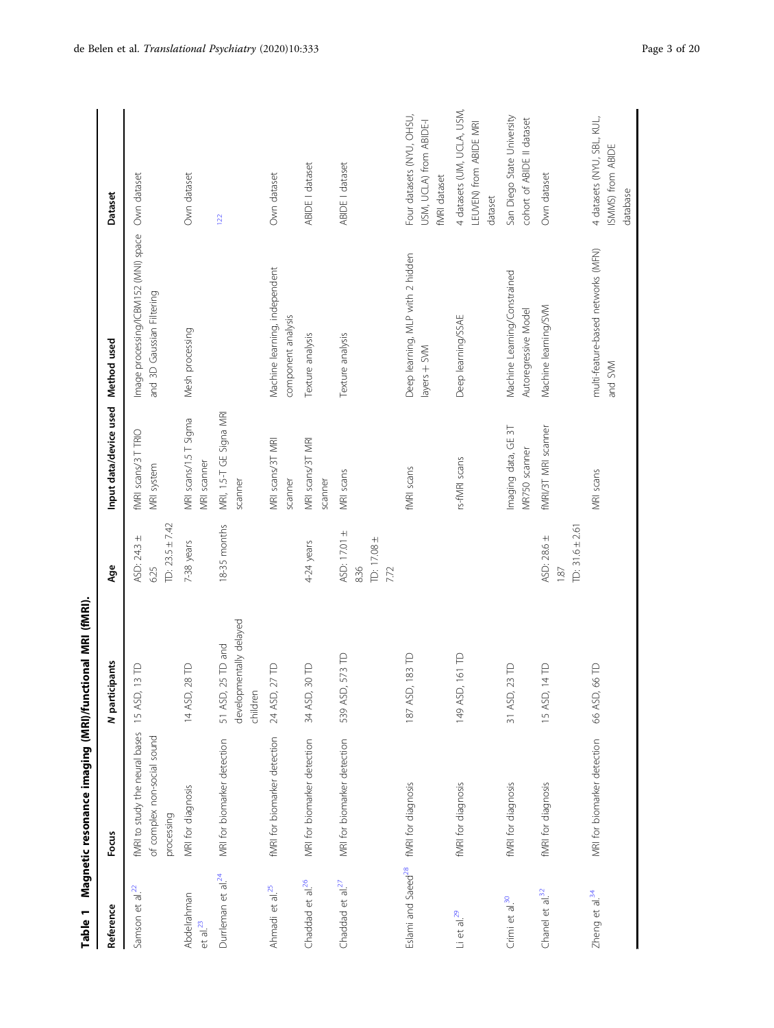**Table 1 Magnetic resonance imaging (MRI)/functional MRI (fMRI).**

| Reference | Focus | *N* participants | Age | Input data/device used | Method used | Dataset |
|---|---|---|---|---|---|---|
| Samson et al.[22] | fMRI to study the neural bases of complex non-social sound processing | 15 ASD, 13 TD | ASD: 24.3 ± 6.25 TD: 23.5 ± 7.42 | fMRI scans/3 T TRIO MRI system | Image processing/ICBM152 (MNI) space and 3D Gaussian Filtering | Own dataset |
| Abdelrahman et al.[23] | MRI for diagnosis | 14 ASD, 28 TD | 7-38 years | MRI scans/1.5 T Sigma MRI scanner | Mesh processing | Own dataset |
| Durrleman et al.[24] | MRI for biomarker detection | 51 ASD, 25 TD and developmentally delayed children | 18-35 months | MRI, 1.5-T GE Signa MRI scanner | | [122] |
| Ahmadi et al.[25] | fMRI for biomarker detection | 24 ASD, 27 TD | | MRI scans/3T MRI scanner | Machine learning, independent component analysis | Own dataset |
| Chaddad et al.[26] | MRI for biomarker detection | 34 ASD, 30 TD | 4-24 years | MRI scans/3T MRI scanner | Texture analysis | ABIDE I dataset |
| Chaddad et al.[27] | MRI for biomarker detection | 539 ASD, 573 TD | ASD: 17.01 ± 8.36 TD: 17.08 ± 7.72 | MRI scans | Texture analysis | ABIDE I dataset |
| Eslami and Saeed[28] | fMRI for diagnosis | 187 ASD, 183 TD | | fMRI scans | Deep learning, MLP with 2 hidden layers + SVM | Four datasets (NYU, OHSU, USM, UCLA) from ABIDE-I fMRI dataset |
| Li et al.[29] | fMRI for diagnosis | 149 ASD, 161 TD | | rs-fMRI scans | Deep learning/SSAE | 4 datasets (UM, UCLA, USM, LEUVEN) from ABIDE MRI dataset |
| Crimi et al.[30] | fMRI for diagnosis | 31 ASD, 23 TD | | Imaging data, GE 3T MR750 scanner | Machine Learning/Constrained Autoregressive Model | San Diego State University cohort of ABIDE II dataset |
| Chanel et al.[32] | fMRI for diagnosis | 15 ASD, 14 TD | ASD: 28.6 ± 1.87 TD: 31.6 ± 2.61 | fMRI/3T MRI scanner | Machine learning/SVM | Own dataset |
| Zheng et al.[34] | MRI for biomarker detection | 66 ASD, 66 TD | | MRI scans | multi-feature-based networks (MFN) and SVM | 4 datasets (NYU, SBL, KUL, ISMMS) from ABIDE database |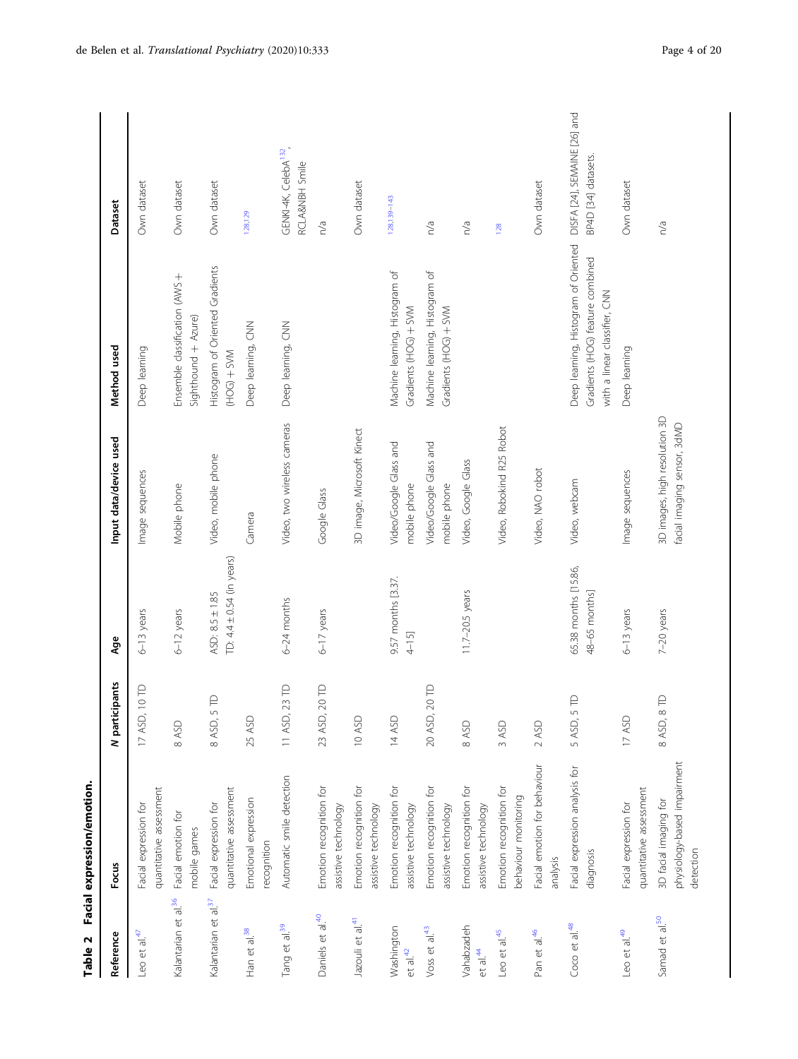**Table 2 Facial expression/emotion.**

| Reference | Focus | *N* participants | Age | Input data/device used | Method used | Dataset |
|---|---|---|---|---|---|---|
| Leo et al.[47] | Facial expression for quantitative assessment | 17 ASD, 10 TD | 6–13 years | Image sequences | Deep learning | Own dataset |
| Kalantarian et al.[36] | Facial emotion for mobile games | 8 ASD | 6–12 years | Mobile phone | Ensemble classification (AWS + Sighthound + Azure) | Own dataset |
| Kalantarian et al.[37] | Facial expression for quantitative assessment | 8 ASD, 5 TD | ASD: 8.5 ± 1.85<br>TD: 4.4 ± 0.54 (in years) | Video, mobile phone | Histogram of Oriented Gradients (HOG) + SVM | Own dataset |
| Han et al.[38] | Emotional expression recognition | 25 ASD | | Camera | Deep learning, CNN | [128,129] |
| Tang et al.[39] | Automatic smile detection | 11 ASD, 23 TD | 6–24 months | Video, two wireless cameras | Deep learning, CNN | GENKI-4K, CelebA[132], RCLA&NBH Smile |
| Daniels et al.[40] | Emotion recognition for assistive technology | 23 ASD, 20 TD | 6–17 years | Google Glass | | n/a |
| Jazouli et al.[41] | Emotion recognition for assistive technology | 10 ASD | | 3D image, Microsoft Kinect | | Own dataset |
| Washington et al.[42] | Emotion recognition for assistive technology | 14 ASD | 9.57 months [3.37. 4–15] | Video/Google Glass and mobile phone | Machine learning, Histogram of Gradients (HOG) + SVM | [128,139–143] |
| Voss et al.[43] | Emotion recognition for assistive technology | 20 ASD, 20 TD | | Video/Google Glass and mobile phone | Machine learning, Histogram of Gradients (HOG) + SVM | n/a |
| Vahabzadeh et al.[44] | Emotion recognition for assistive technology | 8 ASD | 11.7–20.5 years | Video, Google Glass | | n/a |
| Leo et al.[45] | Emotion recognition for behaviour monitoring | 3 ASD | | Video, Robokind R25 Robot | | [128] |
| Pan et al.[46] | Facial emotion for behaviour analysis | 2 ASD | | Video, NAO robot | | Own dataset |
| Coco et al.[48] | Facial expression analysis for diagnosis | 5 ASD, 5 TD | 65.38 months [15.86, 48–65 months] | Video, webcam | Deep learning, Histogram of Oriented Gradients (HOG) feature combined with a linear classifier, CNN | DISFA [24], SEMAINE [26] and BP4D [34] datasets. |
| Leo et al.[49] | Facial expression for quantitative assessment | 17 ASD | 6–13 years | Image sequences | Deep learning | Own dataset |
| Samad et al.[50] | 3D facial imaging for physiology-based impairment detection | 8 ASD, 8 TD | 7–20 years | 3D images, high resolution 3D facial imaging sensor, 3dMD | | n/a |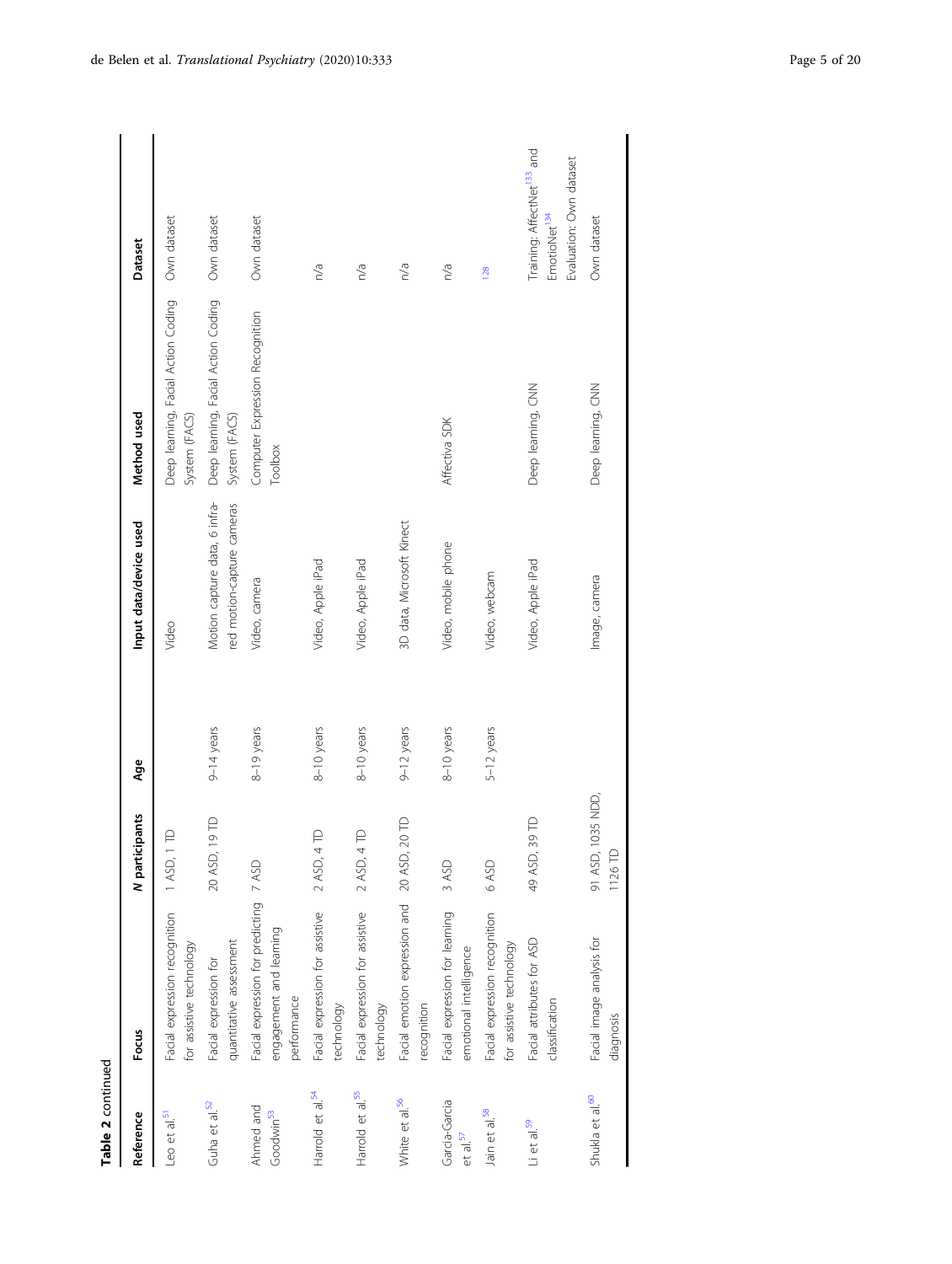**Table 2 continued**

| Reference | Focus | N participants | Age | Input data/device used | Method used | Dataset |
|---|---|---|---|---|---|---|
| Leo et al.[51] | Facial expression recognition for assistive technology | 1 ASD, 1 TD | | Video | Deep learning, Facial Action Coding System (FACS) | Own dataset |
| Guha et al.[52] | Facial expression for quantitative assessment | 20 ASD, 19 TD | 9–14 years | Motion capture data, 6 infra-red motion-capture cameras | Deep learning, Facial Action Coding System (FACS) | Own dataset |
| Ahmed and Goodwin[53] | Facial expression for predicting engagement and learning performance | 7 ASD | 8–19 years | Video, camera | Computer Expression Recognition Toolbox | Own dataset |
| Harrold et al.[54] | Facial expression for assistive technology | 2 ASD, 4 TD | 8–10 years | Video, Apple iPad | | n/a |
| Harrold et al.[55] | Facial expression for assistive technology | 2 ASD, 4 TD | 8–10 years | Video, Apple iPad | | n/a |
| White et al.[56] | Facial emotion expression and recognition | 20 ASD, 20 TD | 9–12 years | 3D data, Microsoft Kinect | | n/a |
| Garcia-Garcia et al.[57] | Facial expression for learning emotional intelligence | 3 ASD | 8–10 years | Video, mobile phone | Affectiva SDK | n/a |
| Jain et al.[58] | Facial expression recognition for assistive technology | 6 ASD | 5–12 years | Video, webcam | | [128] |
| Li et al.[59] | Facial attributes for ASD classification | 49 ASD, 39 TD | | Video, Apple iPad | Deep learning, CNN | Training: AffectNet[133] and EmotioNet[134] Evaluation: Own dataset |
| Shukla et al.[60] | Facial image analysis for diagnosis | 91 ASD, 1035 NDD, 1126 TD | | Image, camera | Deep learning, CNN | Own dataset |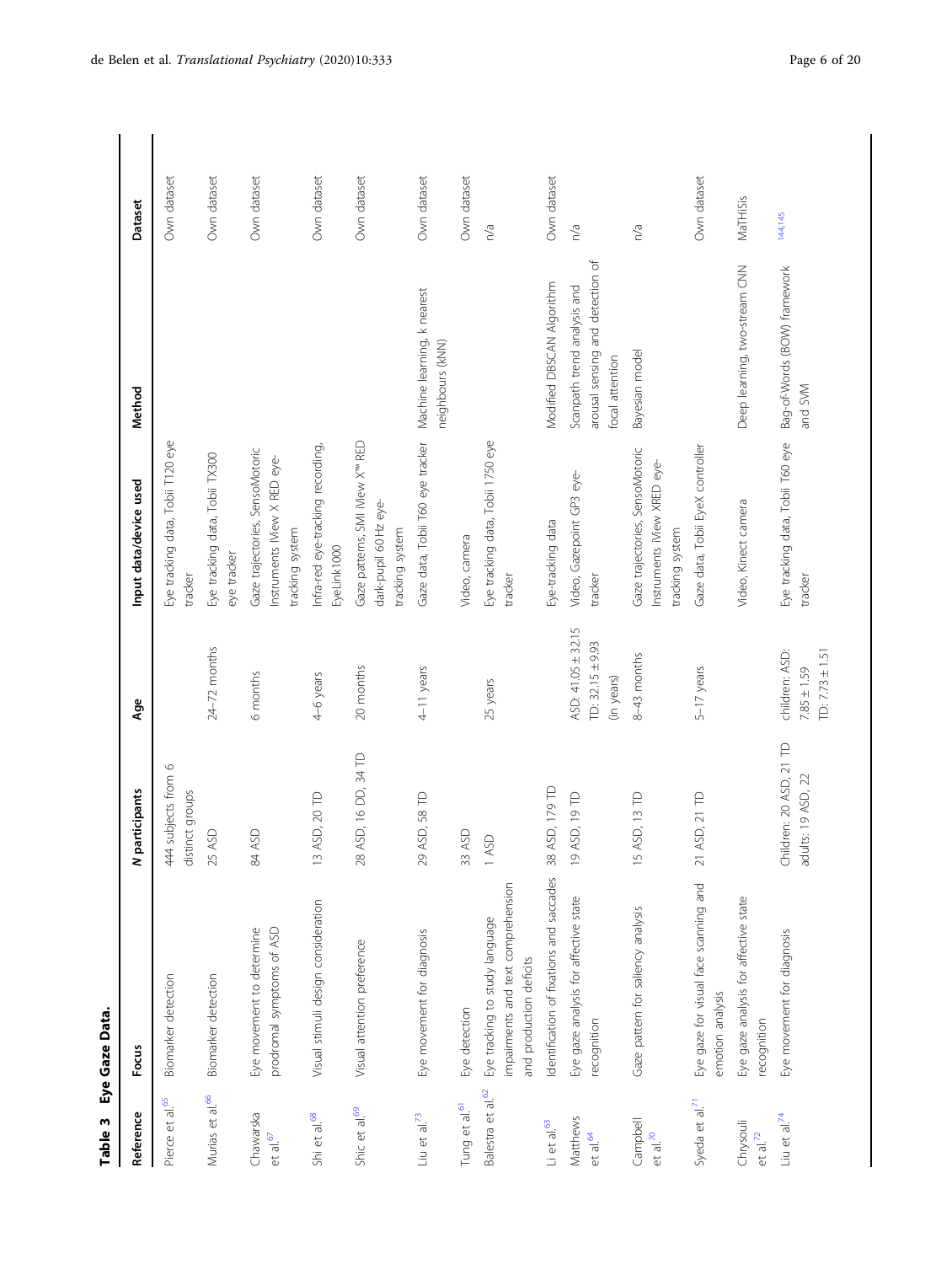**Table 3 Eye Gaze Data.**

| Reference | Focus | N participants | Age | Input data/device used | Method | Dataset |
|---|---|---|---|---|---|---|
| Pierce et al.[65] | Biomarker detection | 444 subjects from 6 distinct groups | | Eye tracking data, Tobii T120 eye tracker | | Own dataset |
| Murias et al.[66] | Biomarker detection | 25 ASD | 24–72 months | Eye tracking data, Tobii TX300 eye tracker | | Own dataset |
| Chawarska et al.[67] | Eye movement to determine prodromal symptoms of ASD | 84 ASD | 6 months | Gaze trajectories, SensoMotoric Instruments iView X RED eye-tracking system | | Own dataset |
| Shi et al.[68] | Visual stimuli design consideration | 13 ASD, 20 TD | 4–6 years | Infra-red eye-tracking recording, EyeLink1000 | | Own dataset |
| Shic et al.[69] | Visual attention preference | 28 ASD, 16 DD, 34 TD | 20 months | Gaze patterns, SMI iView X™ RED dark-pupil 60 Hz eye-tracking system | | Own dataset |
| Liu et al.[73] | Eye movement for diagnosis | 29 ASD, 58 TD | 4–11 years | Gaze data, Tobii T60 eye tracker | Machine learning, k nearest neighbours (kNN) | Own dataset |
| Tung et al.[61] | Eye detection | 33 ASD | | Video, camera | | Own dataset |
| Balestra et al.[62] | Eye tracking to study language impairments and text comprehension and production deficits | 1 ASD | 25 years | Eye tracking data, Tobii 1750 eye tracker | | n/a |
| Li et al.[63] | Identification of fixations and saccades | 38 ASD, 179 TD | | Eye-tracking data | Modified DBSCAN Algorithm | Own dataset |
| Matthews et al.[64] | Eye gaze analysis for affective state recognition | 19 ASD, 19 TD | ASD: 41.05 ± 32.15 TD: 32.15 ± 9.93 (in years) | Video, Gazepoint GP3 eye-tracker | Scanpath trend analysis and arousal sensing and detection of focal attention | n/a |
| Campbell et al.[70] | Gaze pattern for saliency analysis | 15 ASD, 13 TD | 8–43 months | Gaze trajectories, SensoMotoric Instruments iView XRED eye-tracking system | Bayesian model | n/a |
| Syeda et al.[71] | Eye gaze for visual face scanning and emotion analysis | 21 ASD, 21 TD | 5–17 years | Gaze data, Tobii EyeX controller | | Own dataset |
| Chrysouli et al.[72] | Eye gaze analysis for affective state recognition | | | Video, Kinect camera | Deep learning, two-stream CNN | MaTHiSis |
| Liu et al.[74] | Eye movement for diagnosis | Children: 20 ASD, 21 TD adults: 19 ASD, 22 | children: ASD: 7.85 ± 1.59 TD: 7.73 ± 1.51 | Eye tracking data, Tobii T60 eye tracker | Bag-of-Words (BOW) framework and SVM | [144,145] |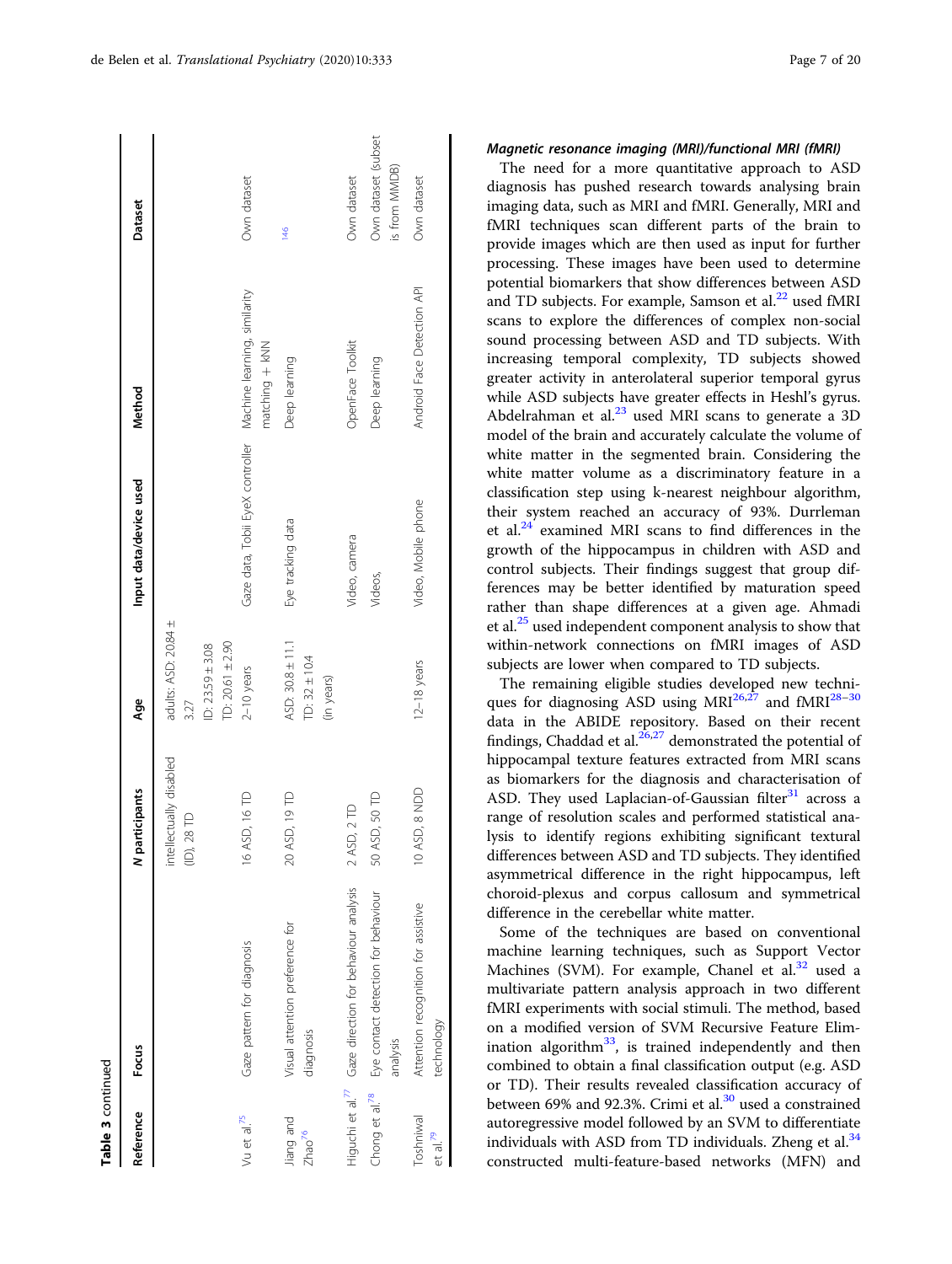**Table 3 continued**

| Reference | Focus | N participants | Age | Input data/device used | Method | Dataset |
|---|---|---|---|---|---|---|
| | | intellectually disabled (ID), 28 TD | adults: ASD: 20.84 ± 3.27<br>ID: 23.59 ± 3.08<br>TD: 20.61 ± 2.90 | | | |
| Vu et al.[75] | Gaze pattern for diagnosis | 16 ASD, 16 TD | 2–10 years | Gaze data, Tobii EyeX controller | Machine learning, similarity matching + kNN | Own dataset |
| Jiang and Zhao[76] | Visual attention preference for diagnosis | 20 ASD, 19 TD | ASD: 30.8 ± 11.1<br>TD: 32 ± 10.4<br>(in years) | Eye tracking data | Deep learning | [146] |
| Higuchi et al.[77] | Gaze direction for behaviour analysis | 2 ASD, 2 TD | | Video, camera | OpenFace Toolkit | Own dataset |
| Chong et al.[78] | Eye contact detection for behaviour analysis | 50 ASD, 50 TD | | Videos, | Deep learning | Own dataset (subset is from MMDB) |
| Toshniwal et al.[79] | Attention recognition for assistive technology | 10 ASD, 8 NDD | 12–18 years | Video, Mobile phone | Android Face Detection API | Own dataset |

#### *Magnetic resonance imaging (MRI)/functional MRI (fMRI)*

The need for a more quantitative approach to ASD diagnosis has pushed research towards analysing brain imaging data, such as MRI and fMRI. Generally, MRI and fMRI techniques scan different parts of the brain to provide images which are then used as input for further processing. These images have been used to determine potential biomarkers that show differences between ASD and TD subjects. For example, Samson et al.[22] used fMRI scans to explore the differences of complex non-social sound processing between ASD and TD subjects. With increasing temporal complexity, TD subjects showed greater activity in anterolateral superior temporal gyrus while ASD subjects have greater effects in Heschl's gyrus. Abdelrahman et al.[23] used MRI scans to generate a 3D model of the brain and accurately calculate the volume of white matter in the segmented brain. Considering the white matter volume as a discriminatory feature in a classification step using k-nearest neighbour algorithm, their system reached an accuracy of 93%. Durrleman et al.[24] examined MRI scans to find differences in the growth of the hippocampus in children with ASD and control subjects. Their findings suggest that group differences may be better identified by maturation speed rather than shape differences at a given age. Ahmadi et al.[25] used independent component analysis to show that within-network connections on fMRI images of ASD subjects are lower when compared to TD subjects.

The remaining eligible studies developed new techniques for diagnosing ASD using MRI[26,27] and fMRI[28–30] data in the ABIDE repository. Based on their recent findings, Chaddad et al.[26,27] demonstrated the potential of hippocampal texture features extracted from MRI scans as biomarkers for the diagnosis and characterisation of ASD. They used Laplacian-of-Gaussian filter[31] across a range of resolution scales and performed statistical analysis to identify regions exhibiting significant textural differences between ASD and TD subjects. They identified asymmetrical difference in the right hippocampus, left choroid-plexus and corpus callosum and symmetrical difference in the cerebellar white matter.

Some of the techniques are based on conventional machine learning techniques, such as Support Vector Machines (SVM). For example, Chanel et al.[32] used a multivariate pattern analysis approach in two different fMRI experiments with social stimuli. The method, based on a modified version of SVM Recursive Feature Elimination algorithm[33], is trained independently and then combined to obtain a final classification output (e.g. ASD or TD). Their results revealed classification accuracy of between 69% and 92.3%. Crimi et al.[30] used a constrained autoregressive model followed by an SVM to differentiate individuals with ASD from TD individuals. Zheng et al.[34] constructed multi-feature-based networks (MFN) and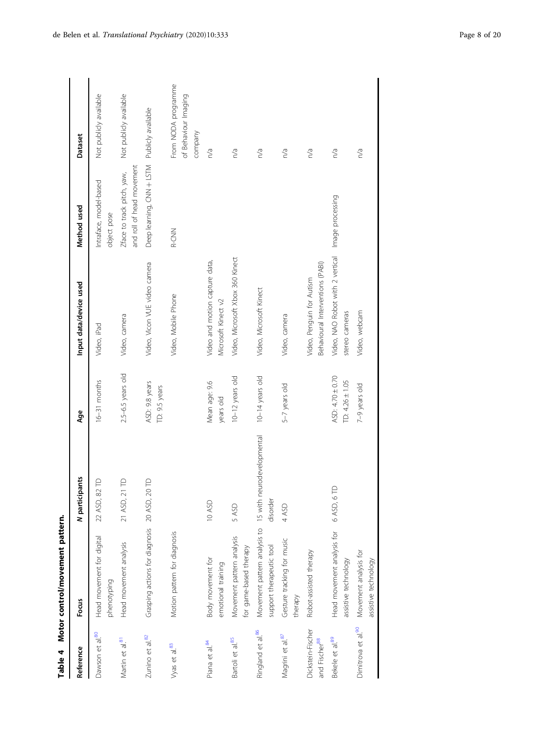**Table 4 Motor control/movement pattern.**

| Reference | Focus | N participants | Age | Input data/device used | Method used | Dataset |
| --- | --- | --- | --- | --- | --- | --- |
| Dawson et al.[80] | Head movement for digital phenotyping | 22 ASD, 82 TD | 16–31 months | Video, iPad | Intraface, model-based object pose | Not publicly available |
| Martin et al.[81] | Head movement analysis | 21 ASD, 21 TD | 2.5–6.5 years old | Video, camera | Zface to track pitch, yaw, and roll of head movement | Not publicly available |
| Zunino et al.[82] | Grasping actions for diagnosis | 20 ASD, 20 TD | ASD: 9.8 years TD: 9.5 years | Video, Vicon VUE video camera | Deep learning, CNN + LSTM | Publicly available |
| Vyas et al.[83] | Motion pattern for diagnosis | | | Video, Mobile Phone | R-CNN | From NODA programme of Behaviour Imaging company |
| Piana et al.[84] | Body movement for emotional training | 10 ASD | Mean age: 9.6 years old | Video and motion capture data, Microsoft Kinect v2 | | n/a |
| Bartoli et al.[85] | Movement pattern analysis for game-based therapy | 5 ASD | 10–12 years old | Video, Microsoft Xbox 360 Kinect | | n/a |
| Ringland et al.[86] | Movement pattern analysis to support therapeutic tool | 15 with neurodevelopmental disorder | 10–14 years old | Video, Microsoft Kinect | | n/a |
| Magrini et al.[87] | Gesture tracking for music therapy | 4 ASD | 5–7 years old | Video, camera | | n/a |
| Dickstein-Fischer and Fischer[88] | Robot-assisted therapy | | | Video, Penguin for Autism Behavioural Interventions (PABI) | | n/a |
| Bekele et al.[89] | Head movement analysis for assistive technology | 6 ASD, 6 TD | ASD: 4.70 ± 0.70 TD: 4.26 ± 1.05 | Video, NAO Robot with 2 vertical stereo cameras | Image processing | n/a |
| Dimitrova et al.[90] | Movement analysis for assistive technology | | 7–9 years old | Video, webcam | | n/a |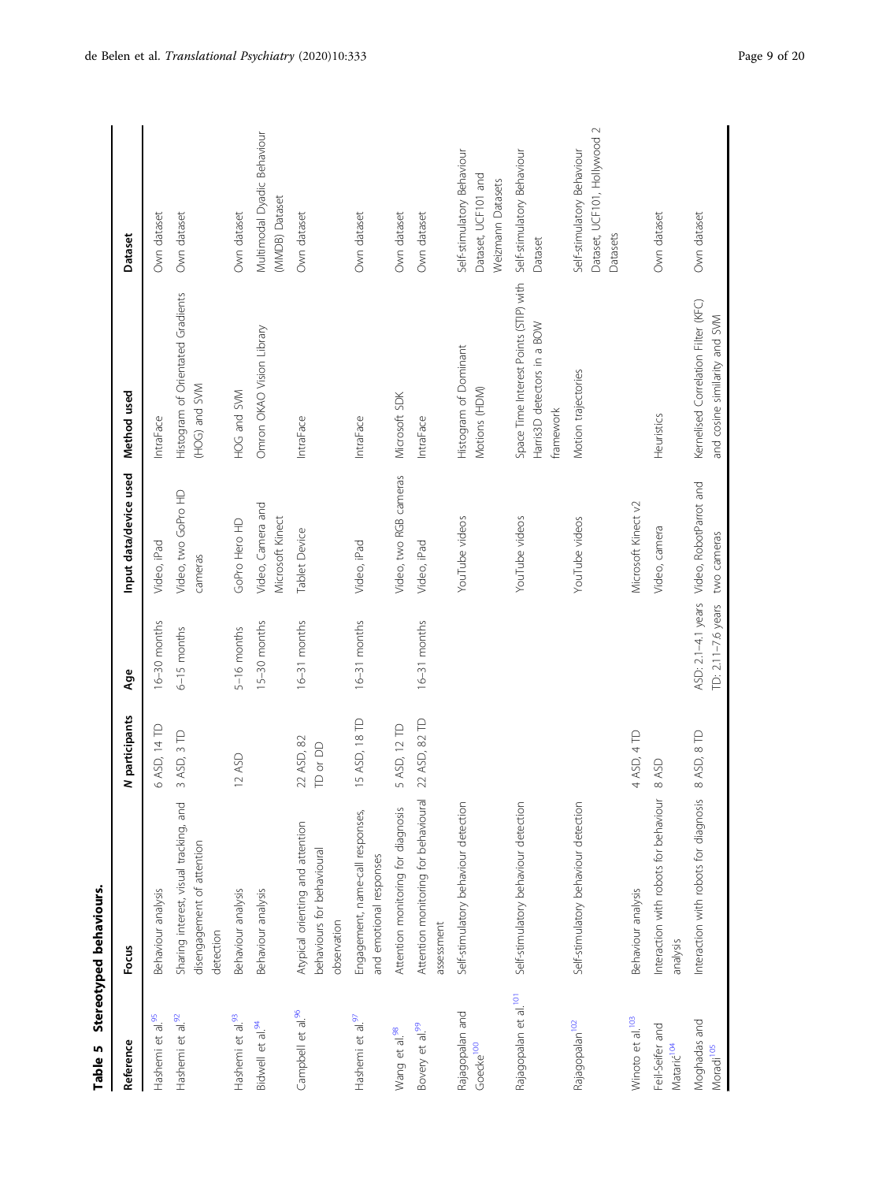**Table 5 Stereotyped behaviours.**

| Reference | Focus | N participants | Age | Input data/device used | Method used | Dataset |
| --- | --- | --- | --- | --- | --- | --- |
| Hashemi et al.[95] | Behaviour analysis | 6 ASD, 14 TD | 16–30 months | Video, iPad | IntraFace | Own dataset |
| Hashemi et al.[92] | Sharing interest, visual tracking, and disengagement of attention detection | 3 ASD, 3 TD | 6–15 months | Video, two GoPro HD cameras | Histogram of Orientated Gradients (HOG) and SVM | Own dataset |
| Hashemi et al.[93] | Behaviour analysis | 12 ASD | 5–16 months | GoPro Hero HD | HOG and SVM | Own dataset |
| Bidwell et al.[94] | Behaviour analysis | | 15–30 months | Video, Camera and Microsoft Kinect | Omron OKAO Vision Library | Multimodal Dyadic Behaviour (MMDB) Dataset |
| Campbell et al.[96] | Atypical orienting and attention behaviours for behavioural observation | 22 ASD, 82 TD or DD | 16–31 months | Tablet Device | IntraFace | Own dataset |
| Hashemi et al.[97] | Engagement, name-call responses, and emotional responses | 15 ASD, 18 TD | 16–31 months | Video, iPad | IntraFace | Own dataset |
| Wang et al.[98] | Attention monitoring for diagnosis | 5 ASD, 12 TD | | Video, two RGB cameras | Microsoft SDK | Own dataset |
| Bovery et al.[99] | Attention monitoring for behavioural assessment | 22 ASD, 82 TD | 16–31 months | Video, iPad | IntraFace | Own dataset |
| Rajagopalan and Goecke[100] | Self-stimulatory behaviour detection | | | YouTube videos | Histogram of Dominant Motions (HDM) | Self-stimulatory Behaviour Dataset, UCF101 and Weizmann Datasets |
| Rajagopalan et al.[101] | Self-stimulatory behaviour detection | | | YouTube videos | Space Time Interest Points (STIP) with Harris3D detectors in a BOW framework | Self-stimulatory Behaviour Dataset |
| Rajagopalan[102] | Self-stimulatory behaviour detection | | | YouTube videos | Motion trajectories | Self-stimulatory Behaviour Dataset, UCF101, Hollywood 2 Datasets |
| Winoto et al.[103] | Behaviour analysis | 4 ASD, 4 TD | | Microsoft Kinect v2 | | |
| Feil-Seifer and Matarić[104] | Interaction with robots for behaviour analysis | 8 ASD | | Video, camera | Heuristics | Own dataset |
| Moghadas and Moradi[105] | Interaction with robots for diagnosis | 8 ASD, 8 TD | ASD: 2.1–4.1 years TD: 2.11–7.6 years | Video, RobotParrot and two cameras | Kernelised Correlation Filter (KFC) and cosine similarity and SVM | Own dataset |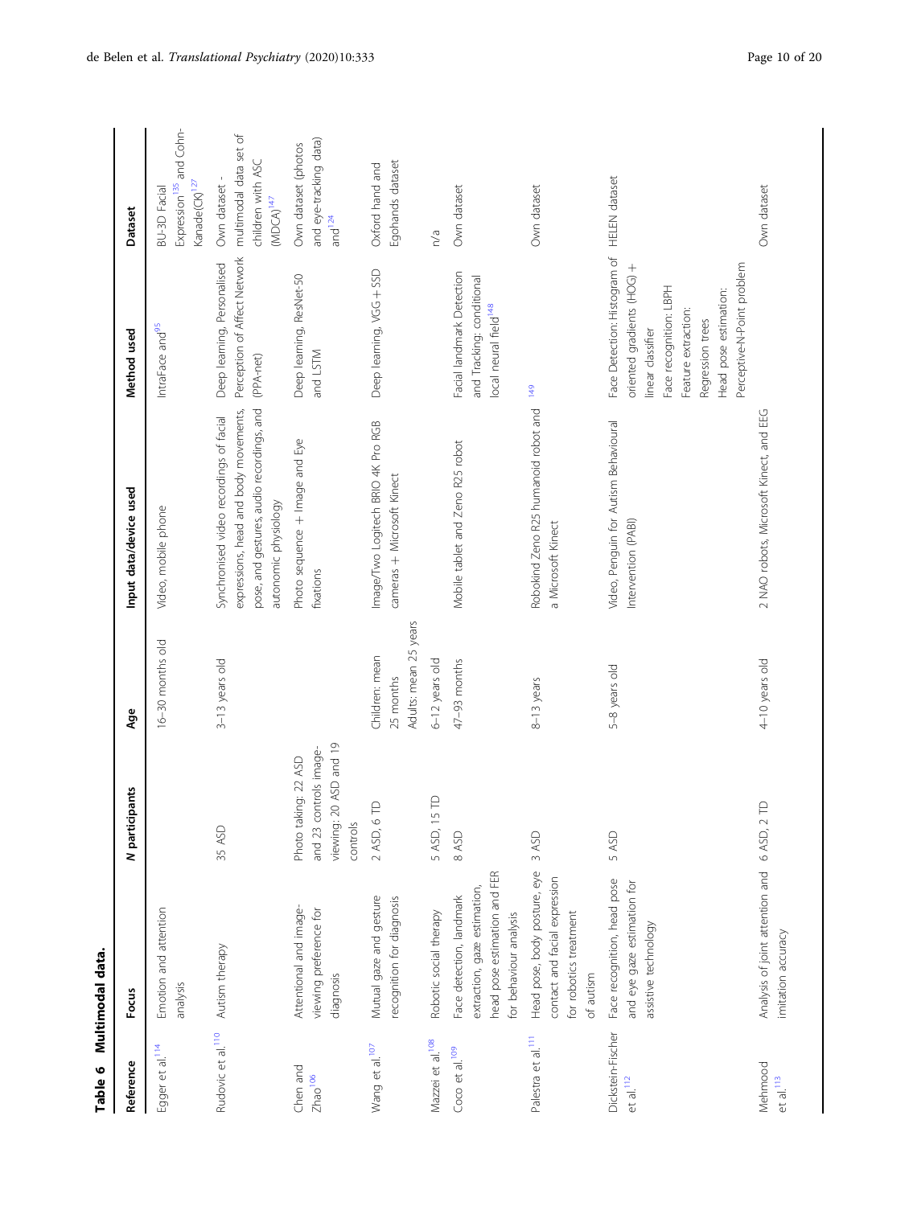**Table 6 Multimodal data.**

| Reference | Focus | N participants | Age | Input data/device used | Method used | Dataset |
|---|---|---|---|---|---|---|
| Egger et al.[114] | Emotion and attention analysis | | 16–30 months old | Video, mobile phone | IntraFace and[95] | BU-3D Facial Expression[135] and Cohn-Kanade(CK)[127] |
| Rudovic et al.[110] | Autism therapy | 35 ASD | 3–13 years old | Synchronised video recordings of facial expressions, head and body movements, pose, and gestures, audio recordings, and autonomic physiology | Deep learning, Personalised Perception of Affect Network (PPA-net) | Own dataset - multimodal data set of children with ASC (MDCA)[147] |
| Chen and Zhao[106] | Attentional and image-viewing preference for diagnosis | Photo taking: 22 ASD and 23 controls image-viewing: 20 ASD and 19 controls | | Photo sequence + Image and Eye fixations | Deep learning, ResNet-50 and LSTM | Own dataset (photos and eye-tracking data) and[124] |
| Wang et al.[107] | Mutual gaze and gesture recognition for diagnosis | 2 ASD, 6 TD | Children: mean 25 months Adults: mean 25 years | Image/Two Logitech BRIO 4K Pro RGB cameras + Microsoft Kinect | Deep learning, VGG + SSD | Oxford hand and Egohands dataset |
| Mazzei et al.[108] | Robotic social therapy | 5 ASD, 15 TD | 6–12 years old | | | n/a |
| Coco et al.[109] | Face detection, landmark extraction, gaze estimation, head pose estimation and FER for behaviour analysis | 8 ASD | 47–93 months | Mobile tablet and Zeno R25 robot | Facial landmark Detection and Tracking: conditional local neural field[148] | Own dataset |
| Palestra et al.[111] | Head pose, body posture, eye contact and facial expression for robotics treatment of autism | 3 ASD | 8–13 years | Robokind Zeno R25 humanoid robot and a Microsoft Kinect | [149] | Own dataset |
| Dickstein-Fischer et al.[112] | Face recognition, head pose and eye gaze estimation for assistive technology | 5 ASD | 5–8 years old | Video, Penguin for Autism Behavioural Intervention (PABI) | Face Detection: Histogram of oriented gradients (HOG) + linear classifier Face recognition: LBPH Feature extraction: Regression trees Head pose estimation: Perceptive-N-Point problem | HELEN dataset |
| Mehmood et al.[113] | Analysis of joint attention and imitation accuracy | 6 ASD, 2 TD | 4–10 years old | 2 NAO robots, Microsoft Kinect, and EEG | | Own dataset |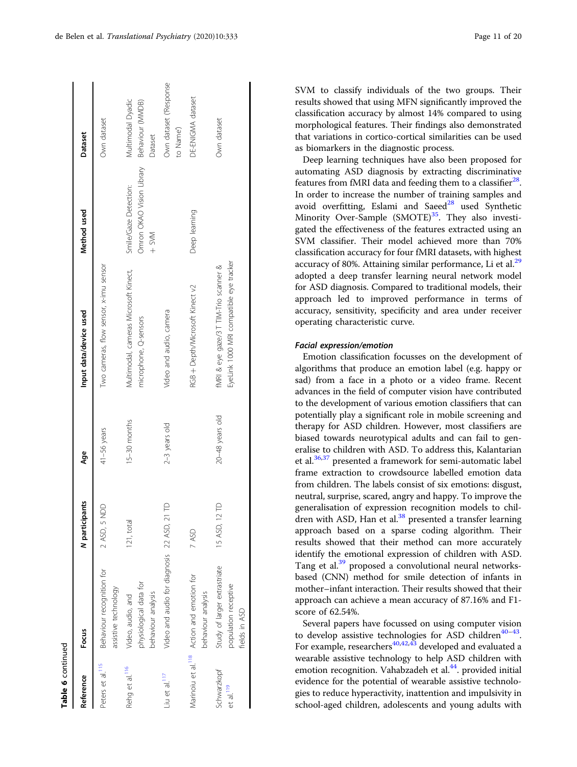**Table 6 continued**

| Reference | Focus | N participants | Age | Input data/device used | Method used | Dataset |
|---|---|---|---|---|---|---|
| Peters et al.[115] | Behaviour recognition for assistive technology | 2 ASD, 5 NDD | 41–56 years | Two cameras, flow sensor, x-imu sensor | | Own dataset |
| Rehg et al.[116] | Video, audio, and physiological data for behaviour analysis | 121, total | 15–30 months | Multimodal, cameras Microsoft Kinect, microphone, Q-sensors | Smile/Gaze Detection: Omron OKAO Vision Library + SVM | Multimodal Dyadic Behaviour (MMDB) Dataset |
| Liu et al.[117] | Video and audio for diagnosis | 22 ASD, 21 TD | 2–3 years old | Video and audio, camera | | Own dataset ('Response to Name') |
| Marinoiu et al.[118] | Action and emotion for behaviour analysis | 7 ASD | | RGB + Depth/Microsoft Kinect v2 | Deep learning | DE-ENIGMA dataset |
| Schwarzkopf et al.[119] | Study of larger extrastriate population receptive fields in ASD | 15 ASD, 12 TD | 20–48 years old | fMRI & eye gaze/3 T TIM-Trio scanner & EyeLink 1000 MRI compatible eye tracker | | Own dataset |

SVM to classify individuals of the two groups. Their results showed that using MFN significantly improved the classification accuracy by almost 14% compared to using morphological features. Their findings also demonstrated that variations in cortico-cortical similarities can be used as biomarkers in the diagnostic process.

Deep learning techniques have also been proposed for automating ASD diagnosis by extracting discriminative features from fMRI data and feeding them to a classifier[28]. In order to increase the number of training samples and avoid overfitting, Eslami and Saeed[28] used Synthetic Minority Over-Sample (SMOTE)[35]. They also investigated the effectiveness of the features extracted using an SVM classifier. Their model achieved more than 70% classification accuracy for four fMRI datasets, with highest accuracy of 80%. Attaining similar performance, Li et al.[29] adopted a deep transfer learning neural network model for ASD diagnosis. Compared to traditional models, their approach led to improved performance in terms of accuracy, sensitivity, specificity and area under receiver operating characteristic curve.

#### Facial expression/emotion

Emotion classification focusses on the development of algorithms that produce an emotion label (e.g. happy or sad) from a face in a photo or a video frame. Recent advances in the field of computer vision have contributed to the development of various emotion classifiers that can potentially play a significant role in mobile screening and therapy for ASD children. However, most classifiers are biased towards neurotypical adults and can fail to generalise to children with ASD. To address this, Kalantarian et al.[36,37] presented a framework for semi-automatic label frame extraction to crowdsource labelled emotion data from children. The labels consist of six emotions: disgust, neutral, surprise, scared, angry and happy. To improve the generalisation of expression recognition models to children with ASD, Han et al.[38] presented a transfer learning approach based on a sparse coding algorithm. Their results showed that their method can more accurately identify the emotional expression of children with ASD. Tang et al.[39] proposed a convolutional neural networks-based (CNN) method for smile detection of infants in mother–infant interaction. Their results showed that their approach can achieve a mean accuracy of 87.16% and F1-score of 62.54%.

Several papers have focussed on using computer vision to develop assistive technologies for ASD children[40–43]. For example, researchers[40,42,43] developed and evaluated a wearable assistive technology to help ASD children with emotion recognition. Vahabzadeh et al.[44]. provided initial evidence for the potential of wearable assistive technologies to reduce hyperactivity, inattention and impulsivity in school-aged children, adolescents and young adults with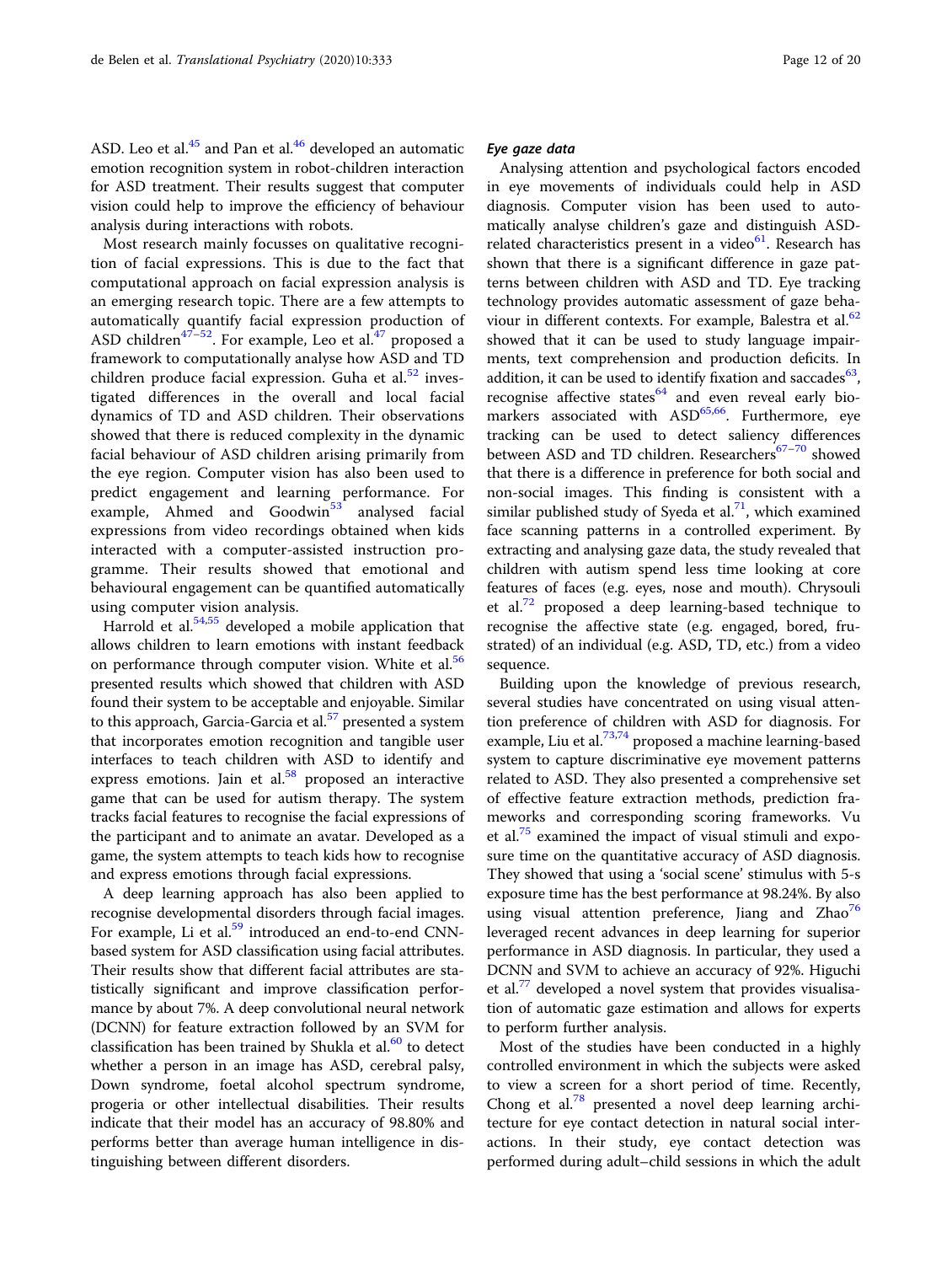ASD. Leo et al.[45] and Pan et al.[46] developed an automatic emotion recognition system in robot-children interaction for ASD treatment. Their results suggest that computer vision could help to improve the efficiency of behaviour analysis during interactions with robots.

Most research mainly focusses on qualitative recognition of facial expressions. This is due to the fact that computational approach on facial expression analysis is an emerging research topic. There are a few attempts to automatically quantify facial expression production of ASD children[47–52]. For example, Leo et al.[47] proposed a framework to computationally analyse how ASD and TD children produce facial expression. Guha et al.[52] investigated differences in the overall and local facial dynamics of TD and ASD children. Their observations showed that there is reduced complexity in the dynamic facial behaviour of ASD children arising primarily from the eye region. Computer vision has also been used to predict engagement and learning performance. For example, Ahmed and Goodwin[53] analysed facial expressions from video recordings obtained when kids interacted with a computer-assisted instruction programme. Their results showed that emotional and behavioural engagement can be quantified automatically using computer vision analysis.

Harrold et al.[54,55] developed a mobile application that allows children to learn emotions with instant feedback on performance through computer vision. White et al.[56] presented results which showed that children with ASD found their system to be acceptable and enjoyable. Similar to this approach, Garcia-Garcia et al.[57] presented a system that incorporates emotion recognition and tangible user interfaces to teach children with ASD to identify and express emotions. Jain et al.[58] proposed an interactive game that can be used for autism therapy. The system tracks facial features to recognise the facial expressions of the participant and to animate an avatar. Developed as a game, the system attempts to teach kids how to recognise and express emotions through facial expressions.

A deep learning approach has also been applied to recognise developmental disorders through facial images. For example, Li et al.[59] introduced an end-to-end CNN-based system for ASD classification using facial attributes. Their results show that different facial attributes are statistically significant and improve classification performance by about 7%. A deep convolutional neural network (DCNN) for feature extraction followed by an SVM for classification has been trained by Shukla et al.[60] to detect whether a person in an image has ASD, cerebral palsy, Down syndrome, foetal alcohol spectrum syndrome, progeria or other intellectual disabilities. Their results indicate that their model has an accuracy of 98.80% and performs better than average human intelligence in distinguishing between different disorders.

#### *Eye gaze data*

Analysing attention and psychological factors encoded in eye movements of individuals could help in ASD diagnosis. Computer vision has been used to automatically analyse children's gaze and distinguish ASD-related characteristics present in a video[61]. Research has shown that there is a significant difference in gaze patterns between children with ASD and TD. Eye tracking technology provides automatic assessment of gaze behaviour in different contexts. For example, Balestra et al.[62] showed that it can be used to study language impairments, text comprehension and production deficits. In addition, it can be used to identify fixation and saccades[63], recognise affective states[64] and even reveal early biomarkers associated with ASD[65,66]. Furthermore, eye tracking can be used to detect saliency differences between ASD and TD children. Researchers[67–70] showed that there is a difference in preference for both social and non-social images. This finding is consistent with a similar published study of Syeda et al.[71], which examined face scanning patterns in a controlled experiment. By extracting and analysing gaze data, the study revealed that children with autism spend less time looking at core features of faces (e.g. eyes, nose and mouth). Chrysouli et al.[72] proposed a deep learning-based technique to recognise the affective state (e.g. engaged, bored, frustrated) of an individual (e.g. ASD, TD, etc.) from a video sequence.

Building upon the knowledge of previous research, several studies have concentrated on using visual attention preference of children with ASD for diagnosis. For example, Liu et al.[73,74] proposed a machine learning-based system to capture discriminative eye movement patterns related to ASD. They also presented a comprehensive set of effective feature extraction methods, prediction frameworks and corresponding scoring frameworks. Vu et al.[75] examined the impact of visual stimuli and exposure time on the quantitative accuracy of ASD diagnosis. They showed that using a 'social scene' stimulus with 5-s exposure time has the best performance at 98.24%. By also using visual attention preference, Jiang and Zhao[76] leveraged recent advances in deep learning for superior performance in ASD diagnosis. In particular, they used a DCNN and SVM to achieve an accuracy of 92%. Higuchi et al.[77] developed a novel system that provides visualisation of automatic gaze estimation and allows for experts to perform further analysis.

Most of the studies have been conducted in a highly controlled environment in which the subjects were asked to view a screen for a short period of time. Recently, Chong et al.[78] presented a novel deep learning architecture for eye contact detection in natural social interactions. In their study, eye contact detection was performed during adult–child sessions in which the adult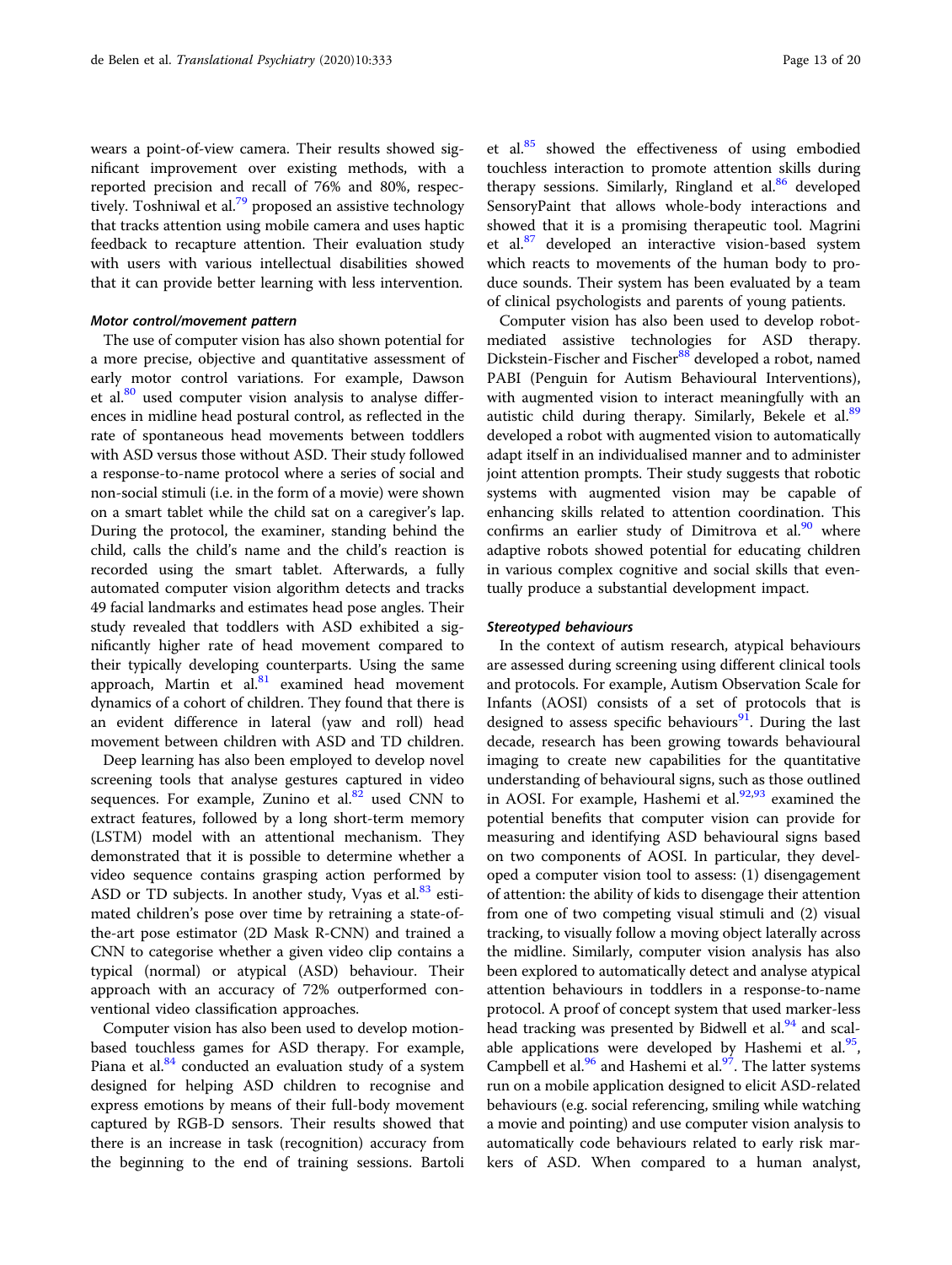wears a point-of-view camera. Their results showed significant improvement over existing methods, with a reported precision and recall of 76% and 80%, respectively. Toshniwal et al.[79] proposed an assistive technology that tracks attention using mobile camera and uses haptic feedback to recapture attention. Their evaluation study with users with various intellectual disabilities showed that it can provide better learning with less intervention.

#### *Motor control/movement pattern*

The use of computer vision has also shown potential for a more precise, objective and quantitative assessment of early motor control variations. For example, Dawson et al.[80] used computer vision analysis to analyse differences in midline head postural control, as reflected in the rate of spontaneous head movements between toddlers with ASD versus those without ASD. Their study followed a response-to-name protocol where a series of social and non-social stimuli (i.e. in the form of a movie) were shown on a smart tablet while the child sat on a caregiver's lap. During the protocol, the examiner, standing behind the child, calls the child's name and the child's reaction is recorded using the smart tablet. Afterwards, a fully automated computer vision algorithm detects and tracks 49 facial landmarks and estimates head pose angles. Their study revealed that toddlers with ASD exhibited a significantly higher rate of head movement compared to their typically developing counterparts. Using the same approach, Martin et al.[81] examined head movement dynamics of a cohort of children. They found that there is an evident difference in lateral (yaw and roll) head movement between children with ASD and TD children.

Deep learning has also been employed to develop novel screening tools that analyse gestures captured in video sequences. For example, Zunino et al.[82] used CNN to extract features, followed by a long short-term memory (LSTM) model with an attentional mechanism. They demonstrated that it is possible to determine whether a video sequence contains grasping action performed by ASD or TD subjects. In another study, Vyas et al.[83] estimated children's pose over time by retraining a state-of-the-art pose estimator (2D Mask R-CNN) and trained a CNN to categorise whether a given video clip contains a typical (normal) or atypical (ASD) behaviour. Their approach with an accuracy of 72% outperformed conventional video classification approaches.

Computer vision has also been used to develop motion-based touchless games for ASD therapy. For example, Piana et al.[84] conducted an evaluation study of a system designed for helping ASD children to recognise and express emotions by means of their full-body movement captured by RGB-D sensors. Their results showed that there is an increase in task (recognition) accuracy from the beginning to the end of training sessions. Bartoli et al.[85] showed the effectiveness of using embodied touchless interaction to promote attention skills during therapy sessions. Similarly, Ringland et al.[86] developed SensoryPaint that allows whole-body interactions and showed that it is a promising therapeutic tool. Magrini et al.[87] developed an interactive vision-based system which reacts to movements of the human body to produce sounds. Their system has been evaluated by a team of clinical psychologists and parents of young patients.

Computer vision has also been used to develop robot-mediated assistive technologies for ASD therapy. Dickstein-Fischer and Fischer[88] developed a robot, named PABI (Penguin for Autism Behavioural Interventions), with augmented vision to interact meaningfully with an autistic child during therapy. Similarly, Bekele et al.[89] developed a robot with augmented vision to automatically adapt itself in an individualised manner and to administer joint attention prompts. Their study suggests that robotic systems with augmented vision may be capable of enhancing skills related to attention coordination. This confirms an earlier study of Dimitrova et al.[90] where adaptive robots showed potential for educating children in various complex cognitive and social skills that eventually produce a substantial development impact.

#### *Stereotyped behaviours*

In the context of autism research, atypical behaviours are assessed during screening using different clinical tools and protocols. For example, Autism Observation Scale for Infants (AOSI) consists of a set of protocols that is designed to assess specific behaviours[91]. During the last decade, research has been growing towards behavioural imaging to create new capabilities for the quantitative understanding of behavioural signs, such as those outlined in AOSI. For example, Hashemi et al.[92,93] examined the potential benefits that computer vision can provide for measuring and identifying ASD behavioural signs based on two components of AOSI. In particular, they developed a computer vision tool to assess: (1) disengagement of attention: the ability of kids to disengage their attention from one of two competing visual stimuli and (2) visual tracking, to visually follow a moving object laterally across the midline. Similarly, computer vision analysis has also been explored to automatically detect and analyse atypical attention behaviours in toddlers in a response-to-name protocol. A proof of concept system that used marker-less head tracking was presented by Bidwell et al.[94] and scalable applications were developed by Hashemi et al.[95], Campbell et al.[96] and Hashemi et al.[97]. The latter systems run on a mobile application designed to elicit ASD-related behaviours (e.g. social referencing, smiling while watching a movie and pointing) and use computer vision analysis to automatically code behaviours related to early risk markers of ASD. When compared to a human analyst,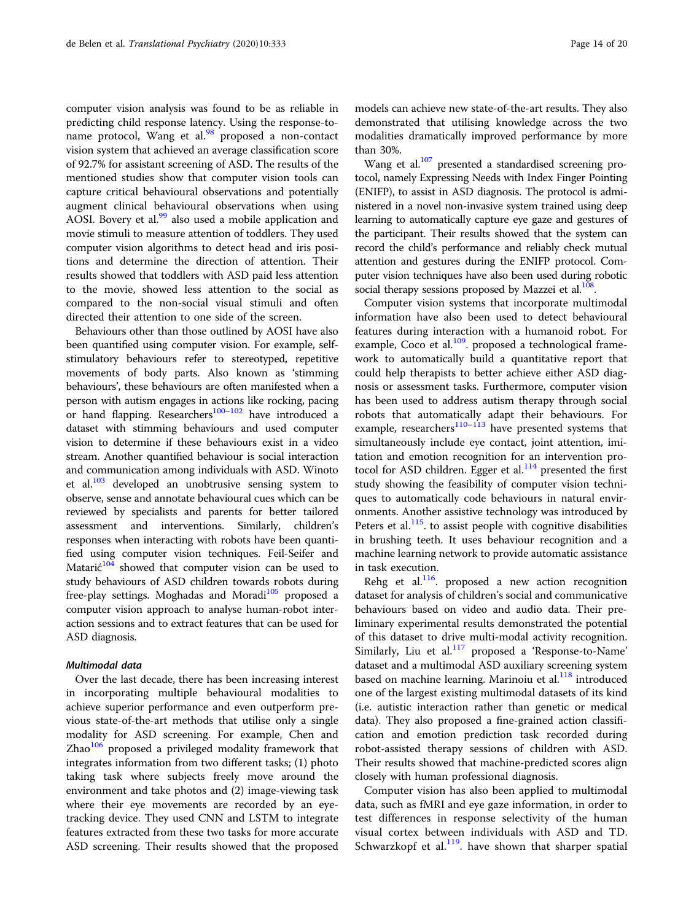computer vision analysis was found to be as reliable in predicting child response latency. Using the response-to-name protocol, Wang et al.[98] proposed a non-contact vision system that achieved an average classification score of 92.7% for assistant screening of ASD. The results of the mentioned studies show that computer vision tools can capture critical behavioural observations and potentially augment clinical behavioural observations when using AOSI. Bovery et al.[99] also used a mobile application and movie stimuli to measure attention of toddlers. They used computer vision algorithms to detect head and iris positions and determine the direction of attention. Their results showed that toddlers with ASD paid less attention to the movie, showed less attention to the social as compared to the non-social visual stimuli and often directed their attention to one side of the screen.

Behaviours other than those outlined by AOSI have also been quantified using computer vision. For example, self-stimulatory behaviours refer to stereotyped, repetitive movements of body parts. Also known as 'stimming behaviours', these behaviours are often manifested when a person with autism engages in actions like rocking, pacing or hand flapping. Researchers[100–102] have introduced a dataset with stimming behaviours and used computer vision to determine if these behaviours exist in a video stream. Another quantified behaviour is social interaction and communication among individuals with ASD. Winoto et al.[103] developed an unobtrusive sensing system to observe, sense and annotate behavioural cues which can be reviewed by specialists and parents for better tailored assessment and interventions. Similarly, children's responses when interacting with robots have been quantified using computer vision techniques. Feil-Seifer and Matarić[104] showed that computer vision can be used to study behaviours of ASD children towards robots during free-play settings. Moghadas and Moradi[105] proposed a computer vision approach to analyse human-robot interaction sessions and to extract features that can be used for ASD diagnosis.

#### *Multimodal data*

Over the last decade, there has been increasing interest in incorporating multiple behavioural modalities to achieve superior performance and even outperform previous state-of-the-art methods that utilise only a single modality for ASD screening. For example, Chen and Zhao[106] proposed a privileged modality framework that integrates information from two different tasks; (1) photo taking task where subjects freely move around the environment and take photos and (2) image-viewing task where their eye movements are recorded by an eye-tracking device. They used CNN and LSTM to integrate features extracted from these two tasks for more accurate ASD screening. Their results showed that the proposed models can achieve new state-of-the-art results. They also demonstrated that utilising knowledge across the two modalities dramatically improved performance by more than 30%.

Wang et al.[107] presented a standardised screening protocol, namely Expressing Needs with Index Finger Pointing (ENIFP), to assist in ASD diagnosis. The protocol is administered in a novel non-invasive system trained using deep learning to automatically capture eye gaze and gestures of the participant. Their results showed that the system can record the child's performance and reliably check mutual attention and gestures during the ENIFP protocol. Computer vision techniques have also been used during robotic social therapy sessions proposed by Mazzei et al.[108].

Computer vision systems that incorporate multimodal information have also been used to detect behavioural features during interaction with a humanoid robot. For example, Coco et al.[109]. proposed a technological framework to automatically build a quantitative report that could help therapists to better achieve either ASD diagnosis or assessment tasks. Furthermore, computer vision has been used to address autism therapy through social robots that automatically adapt their behaviours. For example, researchers[110–113] have presented systems that simultaneously include eye contact, joint attention, imitation and emotion recognition for an intervention protocol for ASD children. Egger et al.[114] presented the first study showing the feasibility of computer vision techniques to automatically code behaviours in natural environments. Another assistive technology was introduced by Peters et al.[115]. to assist people with cognitive disabilities in brushing teeth. It uses behaviour recognition and a machine learning network to provide automatic assistance in task execution.

Rehg et al.[116]. proposed a new action recognition dataset for analysis of children's social and communicative behaviours based on video and audio data. Their preliminary experimental results demonstrated the potential of this dataset to drive multi-modal activity recognition. Similarly, Liu et al.[117] proposed a 'Response-to-Name' dataset and a multimodal ASD auxiliary screening system based on machine learning. Marinoiu et al.[118] introduced one of the largest existing multimodal datasets of its kind (i.e. autistic interaction rather than genetic or medical data). They also proposed a fine-grained action classification and emotion prediction task recorded during robot-assisted therapy sessions of children with ASD. Their results showed that machine-predicted scores align closely with human professional diagnosis.

Computer vision has also been applied to multimodal data, such as fMRI and eye gaze information, in order to test differences in response selectivity of the human visual cortex between individuals with ASD and TD. Schwarzkopf et al.[119]. have shown that sharper spatial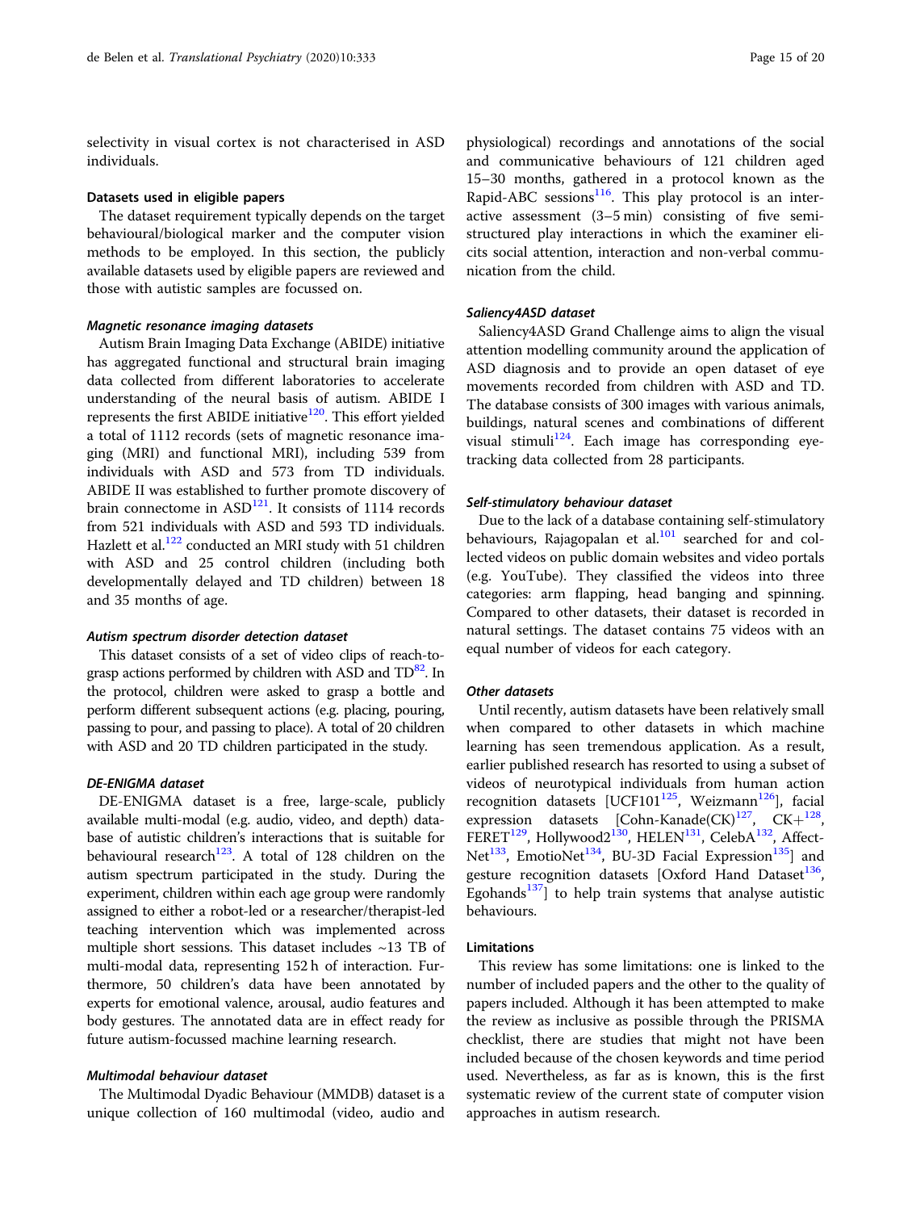selectivity in visual cortex is not characterised in ASD individuals.

### Datasets used in eligible papers

The dataset requirement typically depends on the target behavioural/biological marker and the computer vision methods to be employed. In this section, the publicly available datasets used by eligible papers are reviewed and those with autistic samples are focussed on.

#### *Magnetic resonance imaging datasets*

Autism Brain Imaging Data Exchange (ABIDE) initiative has aggregated functional and structural brain imaging data collected from different laboratories to accelerate understanding of the neural basis of autism. ABIDE I represents the first ABIDE initiative[120]. This effort yielded a total of 1112 records (sets of magnetic resonance imaging (MRI) and functional MRI), including 539 from individuals with ASD and 573 from TD individuals. ABIDE II was established to further promote discovery of brain connectome in ASD[121]. It consists of 1114 records from 521 individuals with ASD and 593 TD individuals. Hazlett et al.[122] conducted an MRI study with 51 children with ASD and 25 control children (including both developmentally delayed and TD children) between 18 and 35 months of age.

#### *Autism spectrum disorder detection dataset*

This dataset consists of a set of video clips of reach-to-grasp actions performed by children with ASD and TD[82]. In the protocol, children were asked to grasp a bottle and perform different subsequent actions (e.g. placing, pouring, passing to pour, and passing to place). A total of 20 children with ASD and 20 TD children participated in the study.

#### *DE-ENIGMA dataset*

DE-ENIGMA dataset is a free, large-scale, publicly available multi-modal (e.g. audio, video, and depth) database of autistic children's interactions that is suitable for behavioural research[123]. A total of 128 children on the autism spectrum participated in the study. During the experiment, children within each age group were randomly assigned to either a robot-led or a researcher/therapist-led teaching intervention which was implemented across multiple short sessions. This dataset includes ~13 TB of multi-modal data, representing 152 h of interaction. Furthermore, 50 children's data have been annotated by experts for emotional valence, arousal, audio features and body gestures. The annotated data are in effect ready for future autism-focussed machine learning research.

#### *Multimodal behaviour dataset*

The Multimodal Dyadic Behaviour (MMDB) dataset is a unique collection of 160 multimodal (video, audio and physiological) recordings and annotations of the social and communicative behaviours of 121 children aged 15–30 months, gathered in a protocol known as the Rapid-ABC sessions[116]. This play protocol is an interactive assessment (3–5 min) consisting of five semi-structured play interactions in which the examiner elicits social attention, interaction and non-verbal communication from the child.

#### *Saliency4ASD dataset*

Saliency4ASD Grand Challenge aims to align the visual attention modelling community around the application of ASD diagnosis and to provide an open dataset of eye movements recorded from children with ASD and TD. The database consists of 300 images with various animals, buildings, natural scenes and combinations of different visual stimuli[124]. Each image has corresponding eye-tracking data collected from 28 participants.

#### *Self-stimulatory behaviour dataset*

Due to the lack of a database containing self-stimulatory behaviours, Rajagopalan et al.[101] searched for and collected videos on public domain websites and video portals (e.g. YouTube). They classified the videos into three categories: arm flapping, head banging and spinning. Compared to other datasets, their dataset is recorded in natural settings. The dataset contains 75 videos with an equal number of videos for each category.

#### *Other datasets*

Until recently, autism datasets have been relatively small when compared to other datasets in which machine learning has seen tremendous application. As a result, earlier published research has resorted to using a subset of videos of neurotypical individuals from human action recognition datasets [UCF101[125], Weizmann[126]], facial expression datasets [Cohn-Kanade(CK)[127], CK+[128], FERET[129], Hollywood2[130], HELEN[131], CelebA[132], AffectNet[133], EmotioNet[134], BU-3D Facial Expression[135]] and gesture recognition datasets [Oxford Hand Dataset[136], Egohands[137]] to help train systems that analyse autistic behaviours.

### Limitations

This review has some limitations: one is linked to the number of included papers and the other to the quality of papers included. Although it has been attempted to make the review as inclusive as possible through the PRISMA checklist, there are studies that might not have been included because of the chosen keywords and time period used. Nevertheless, as far as is known, this is the first systematic review of the current state of computer vision approaches in autism research.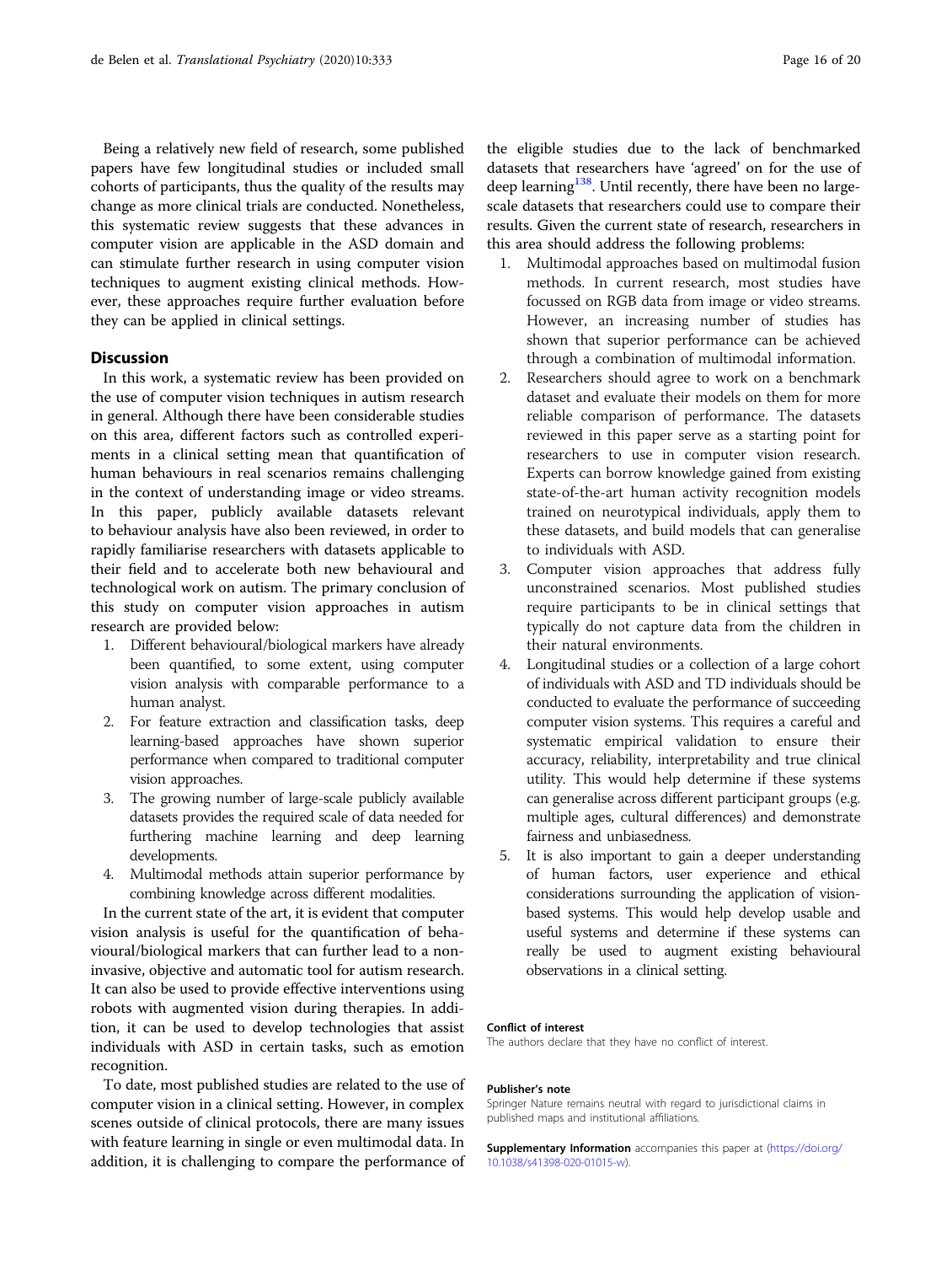Being a relatively new field of research, some published papers have few longitudinal studies or included small cohorts of participants, thus the quality of the results may change as more clinical trials are conducted. Nonetheless, this systematic review suggests that these advances in computer vision are applicable in the ASD domain and can stimulate further research in using computer vision techniques to augment existing clinical methods. However, these approaches require further evaluation before they can be applied in clinical settings.

## Discussion

In this work, a systematic review has been provided on the use of computer vision techniques in autism research in general. Although there have been considerable studies on this area, different factors such as controlled experiments in a clinical setting mean that quantification of human behaviours in real scenarios remains challenging in the context of understanding image or video streams. In this paper, publicly available datasets relevant to behaviour analysis have also been reviewed, in order to rapidly familiarise researchers with datasets applicable to their field and to accelerate both new behavioural and technological work on autism. The primary conclusion of this study on computer vision approaches in autism research are provided below:

1. Different behavioural/biological markers have already been quantified, to some extent, using computer vision analysis with comparable performance to a human analyst.
2. For feature extraction and classification tasks, deep learning-based approaches have shown superior performance when compared to traditional computer vision approaches.
3. The growing number of large-scale publicly available datasets provides the required scale of data needed for furthering machine learning and deep learning developments.
4. Multimodal methods attain superior performance by combining knowledge across different modalities.

In the current state of the art, it is evident that computer vision analysis is useful for the quantification of behavioural/biological markers that can further lead to a non-invasive, objective and automatic tool for autism research. It can also be used to provide effective interventions using robots with augmented vision during therapies. In addition, it can be used to develop technologies that assist individuals with ASD in certain tasks, such as emotion recognition.

To date, most published studies are related to the use of computer vision in a clinical setting. However, in complex scenes outside of clinical protocols, there are many issues with feature learning in single or even multimodal data. In addition, it is challenging to compare the performance of the eligible studies due to the lack of benchmarked datasets that researchers have 'agreed' on for the use of deep learning[138]. Until recently, there have been no large-scale datasets that researchers could use to compare their results. Given the current state of research, researchers in this area should address the following problems:

1. Multimodal approaches based on multimodal fusion methods. In current research, most studies have focussed on RGB data from image or video streams. However, an increasing number of studies has shown that superior performance can be achieved through a combination of multimodal information.
2. Researchers should agree to work on a benchmark dataset and evaluate their models on them for more reliable comparison of performance. The datasets reviewed in this paper serve as a starting point for researchers to use in computer vision research. Experts can borrow knowledge gained from existing state-of-the-art human activity recognition models trained on neurotypical individuals, apply them to these datasets, and build models that can generalise to individuals with ASD.
3. Computer vision approaches that address fully unconstrained scenarios. Most published studies require participants to be in clinical settings that typically do not capture data from the children in their natural environments.
4. Longitudinal studies or a collection of a large cohort of individuals with ASD and TD individuals should be conducted to evaluate the performance of succeeding computer vision systems. This requires a careful and systematic empirical validation to ensure their accuracy, reliability, interpretability and true clinical utility. This would help determine if these systems can generalise across different participant groups (e.g. multiple ages, cultural differences) and demonstrate fairness and unbiasedness.
5. It is also important to gain a deeper understanding of human factors, user experience and ethical considerations surrounding the application of vision-based systems. This would help develop usable and useful systems and determine if these systems can really be used to augment existing behavioural observations in a clinical setting.

**Conflict of interest**

The authors declare that they have no conflict of interest.

**Publisher's note**

Springer Nature remains neutral with regard to jurisdictional claims in published maps and institutional affiliations.

**Supplementary Information** accompanies this paper at (https://doi.org/10.1038/s41398-020-01015-w).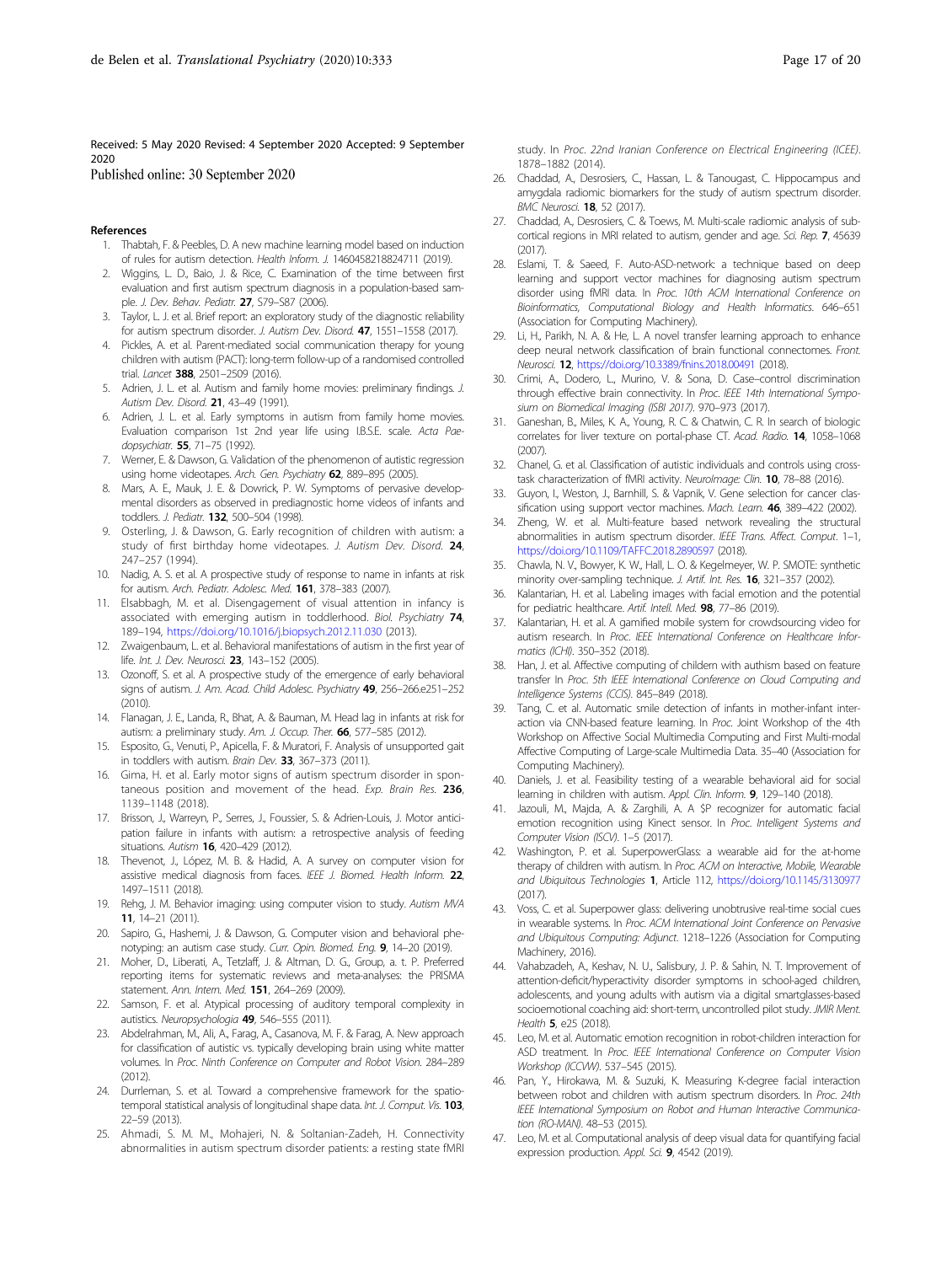Received: 5 May 2020 Revised: 4 September 2020 Accepted: 9 September 2020
Published online: 30 September 2020

## References

1. Thabtah, F. & Peebles, D. A new machine learning model based on induction of rules for autism detection. *Health Inform. J.* 1460458218824711 (2019).
2. Wiggins, L. D., Baio, J. & Rice, C. Examination of the time between first evaluation and first autism spectrum diagnosis in a population-based sample. *J. Dev. Behav. Pediatr.* **27**, S79–S87 (2006).
3. Taylor, L. J. et al. Brief report: an exploratory study of the diagnostic reliability for autism spectrum disorder. *J. Autism Dev. Disord.* **47**, 1551–1558 (2017).
4. Pickles, A. et al. Parent-mediated social communication therapy for young children with autism (PACT): long-term follow-up of a randomised controlled trial. *Lancet* **388**, 2501–2509 (2016).
5. Adrien, J. L. et al. Autism and family home movies: preliminary findings. *J. Autism Dev. Disord.* **21**, 43–49 (1991).
6. Adrien, J. L. et al. Early symptoms in autism from family home movies. Evaluation comparison 1st 2nd year life using I.B.S.E. scale. *Acta Paedopsychiatr.* **55**, 71–75 (1992).
7. Werner, E. & Dawson, G. Validation of the phenomenon of autistic regression using home videotapes. *Arch. Gen. Psychiatry* **62**, 889–895 (2005).
8. Mars, A. E., Mauk, J. E. & Dowrick, P. W. Symptoms of pervasive developmental disorders as observed in prediagnostic home videos of infants and toddlers. *J. Pediatr.* **132**, 500–504 (1998).
9. Osterling, J. & Dawson, G. Early recognition of children with autism: a study of first birthday home videotapes. *J. Autism Dev. Disord.* **24**, 247–257 (1994).
10. Nadig, A. S. et al. A prospective study of response to name in infants at risk for autism. *Arch. Pediatr. Adolesc. Med.* **161**, 378–383 (2007).
11. Elsabbagh, M. et al. Disengagement of visual attention in infancy is associated with emerging autism in toddlerhood. *Biol. Psychiatry* **74**, 189–194, https://doi.org/10.1016/j.biopsych.2012.11.030 (2013).
12. Zwaigenbaum, L. et al. Behavioral manifestations of autism in the first year of life. *Int. J. Dev. Neurosci.* **23**, 143–152 (2005).
13. Ozonoff, S. et al. A prospective study of the emergence of early behavioral signs of autism. *J. Am. Acad. Child Adolesc. Psychiatry* **49**, 256–266.e251–252 (2010).
14. Flanagan, J. E., Landa, R., Bhat, A. & Bauman, M. Head lag in infants at risk for autism: a preliminary study. *Am. J. Occup. Ther.* **66**, 577–585 (2012).
15. Esposito, G., Venuti, P., Apicella, F. & Muratori, F. Analysis of unsupported gait in toddlers with autism. *Brain Dev.* **33**, 367–373 (2011).
16. Gima, H. et al. Early motor signs of autism spectrum disorder in spontaneous position and movement of the head. *Exp. Brain Res.* **236**, 1139–1148 (2018).
17. Brisson, J., Warreyn, P., Serres, J., Foussier, S. & Adrien-Louis, J. Motor anticipation failure in infants with autism: a retrospective analysis of feeding situations. *Autism* **16**, 420–429 (2012).
18. Thevenot, J., López, M. B. & Hadid, A. A survey on computer vision for assistive medical diagnosis from faces. *IEEE J. Biomed. Health Inform.* **22**, 1497–1511 (2018).
19. Rehg, J. M. Behavior imaging: using computer vision to study. *Autism MVA* **11**, 14–21 (2011).
20. Sapiro, G., Hashemi, J. & Dawson, G. Computer vision and behavioral phenotyping: an autism case study. *Curr. Opin. Biomed. Eng.* **9**, 14–20 (2019).
21. Moher, D., Liberati, A., Tetzlaff, J. & Altman, D. G., Group, a. t. P. Preferred reporting items for systematic reviews and meta-analyses: the PRISMA statement. *Ann. Intern. Med.* **151**, 264–269 (2009).
22. Samson, F. et al. Atypical processing of auditory temporal complexity in autistics. *Neuropsychologia* **49**, 546–555 (2011).
23. Abdelrahman, M., Ali, A., Farag, A., Casanova, M. F. & Farag, A. New approach for classification of autistic vs. typically developing brain using white matter volumes. In *Proc. Ninth Conference on Computer and Robot Vision*. 284–289 (2012).
24. Durrleman, S. et al. Toward a comprehensive framework for the spatiotemporal statistical analysis of longitudinal shape data. *Int. J. Comput. Vis.* **103**, 22–59 (2013).
25. Ahmadi, S. M. M., Mohajeri, N. & Soltanian-Zadeh, H. Connectivity abnormalities in autism spectrum disorder patients: a resting state fMRI study. In *Proc. 22nd Iranian Conference on Electrical Engineering (ICEE)*. 1878–1882 (2014).
26. Chaddad, A., Desrosiers, C., Hassan, L. & Tanougast, C. Hippocampus and amygdala radiomic biomarkers for the study of autism spectrum disorder. *BMC Neurosci.* **18**, 52 (2017).
27. Chaddad, A., Desrosiers, C. & Toews, M. Multi-scale radiomic analysis of subcortical regions in MRI related to autism, gender and age. *Sci. Rep.* **7**, 45639 (2017).
28. Eslami, T. & Saeed, F. Auto-ASD-network: a technique based on deep learning and support vector machines for diagnosing autism spectrum disorder using fMRI data. In *Proc. 10th ACM International Conference on Bioinformatics, Computational Biology and Health Informatics*. 646–651 (Association for Computing Machinery).
29. Li, H., Parikh, N. A. & He, L. A novel transfer learning approach to enhance deep neural network classification of brain functional connectomes. *Front. Neurosci.* **12**, https://doi.org/10.3389/fnins.2018.00491 (2018).
30. Crimi, A., Dodero, L., Murino, V. & Sona, D. Case–control discrimination through effective brain connectivity. In *Proc. IEEE 14th International Symposium on Biomedical Imaging (ISBI 2017)*. 970–973 (2017).
31. Ganeshan, B., Miles, K. A., Young, R. C. & Chatwin, C. R. In search of biologic correlates for liver texture on portal-phase CT. *Acad. Radio.* **14**, 1058–1068 (2007).
32. Chanel, G. et al. Classification of autistic individuals and controls using cross-task characterization of fMRI activity. *NeuroImage: Clin.* **10**, 78–88 (2016).
33. Guyon, I., Weston, J., Barnhill, S. & Vapnik, V. Gene selection for cancer classification using support vector machines. *Mach. Learn.* **46**, 389–422 (2002).
34. Zheng, W. et al. Multi-feature based network revealing the structural abnormalities in autism spectrum disorder. *IEEE Trans. Affect. Comput.* 1–1, https://doi.org/10.1109/TAFFC.2018.2890597 (2018).
35. Chawla, N. V., Bowyer, K. W., Hall, L. O. & Kegelmeyer, W. P. SMOTE: synthetic minority over-sampling technique. *J. Artif. Int. Res.* **16**, 321–357 (2002).
36. Kalantarian, H. et al. Labeling images with facial emotion and the potential for pediatric healthcare. *Artif. Intell. Med.* **98**, 77–86 (2019).
37. Kalantarian, H. et al. A gamified mobile system for crowdsourcing video for autism research. In *Proc. IEEE International Conference on Healthcare Informatics (ICHI)*. 350–352 (2018).
38. Han, J. et al. Affective computing of childern with authism based on feature transfer In *Proc. 5th IEEE International Conference on Cloud Computing and Intelligence Systems (CCIS)*. 845–849 (2018).
39. Tang, C. et al. Automatic smile detection of infants in mother-infant interaction via CNN-based feature learning. In *Proc.* Joint Workshop of the 4th Workshop on Affective Social Multimedia Computing and First Multi-modal Affective Computing of Large-scale Multimedia Data. 35–40 (Association for Computing Machinery).
40. Daniels, J. et al. Feasibility testing of a wearable behavioral aid for social learning in children with autism. *Appl. Clin. Inform.* **9**, 129–140 (2018).
41. Jazouli, M., Majda, A. & Zarghili, A. A $P recognizer for automatic facial emotion recognition using Kinect sensor. In *Proc. Intelligent Systems and Computer Vision (ISCV)*. 1–5 (2017).
42. Washington, P. et al. SuperpowerGlass: a wearable aid for the at-home therapy of children with autism. In *Proc. ACM on Interactive, Mobile, Wearable and Ubiquitous Technologies* **1**, Article 112, https://doi.org/10.1145/3130977 (2017).
43. Voss, C. et al. Superpower glass: delivering unobtrusive real-time social cues in wearable systems. In *Proc. ACM International Joint Conference on Pervasive and Ubiquitous Computing: Adjunct*. 1218–1226 (Association for Computing Machinery, 2016).
44. Vahabzadeh, A., Keshav, N. U., Salisbury, J. P. & Sahin, N. T. Improvement of attention-deficit/hyperactivity disorder symptoms in school-aged children, adolescents, and young adults with autism via a digital smartglasses-based socioemotional coaching aid: short-term, uncontrolled pilot study. *JMIR Ment. Health* **5**, e25 (2018).
45. Leo, M. et al. Automatic emotion recognition in robot-children interaction for ASD treatment. In *Proc. IEEE International Conference on Computer Vision Workshop (ICCVW)*. 537–545 (2015).
46. Pan, Y., Hirokawa, M. & Suzuki, K. Measuring K-degree facial interaction between robot and children with autism spectrum disorders. In *Proc. 24th IEEE International Symposium on Robot and Human Interactive Communication (RO-MAN)*. 48–53 (2015).
47. Leo, M. et al. Computational analysis of deep visual data for quantifying facial expression production. *Appl. Sci.* **9**, 4542 (2019).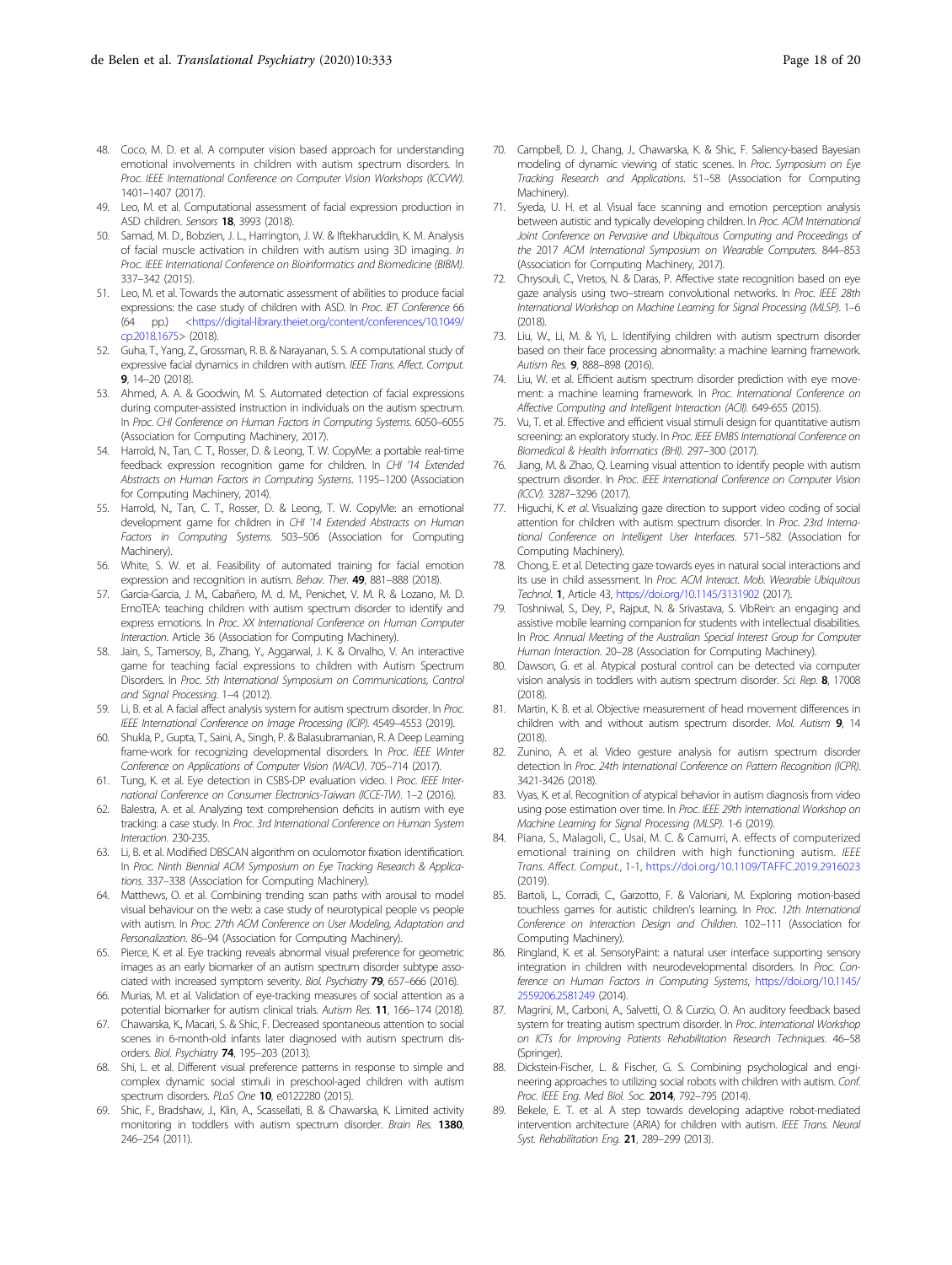48. Coco, M. D. et al. A computer vision based approach for understanding emotional involvements in children with autism spectrum disorders. In *Proc. IEEE International Conference on Computer Vision Workshops (ICCVW)*. 1401–1407 (2017).
49. Leo, M. et al. Computational assessment of facial expression production in ASD children. *Sensors* **18**, 3993 (2018).
50. Samad, M. D., Bobzien, J. L., Harrington, J. W. & Iftekharuddin, K. M. Analysis of facial muscle activation in children with autism using 3D imaging. *In Proc. IEEE International Conference on Bioinformatics and Biomedicine (BIBM)*. 337–342 (2015).
51. Leo, M. et al. Towards the automatic assessment of abilities to produce facial expressions: the case study of children with ASD. In *Proc. IET Conference* 66 (64 pp.) <https://digital-library.theiet.org/content/conferences/10.1049/cp.2018.1675> (2018).
52. Guha, T., Yang, Z., Grossman, R. B. & Narayanan, S. S. A computational study of expressive facial dynamics in children with autism. *IEEE Trans. Affect. Comput.* **9**, 14–20 (2018).
53. Ahmed, A. A. & Goodwin, M. S. Automated detection of facial expressions during computer-assisted instruction in individuals on the autism spectrum. In *Proc. CHI Conference on Human Factors in Computing Systems*. 6050–6055 (Association for Computing Machinery, 2017).
54. Harrold, N., Tan, C. T., Rosser, D. & Leong, T. W. CopyMe: a portable real-time feedback expression recognition game for children. In *CHI '14 Extended Abstracts on Human Factors in Computing Systems*. 1195–1200 (Association for Computing Machinery, 2014).
55. Harrold, N., Tan, C. T., Rosser, D. & Leong, T. W. CopyMe: an emotional development game for children in *CHI '14 Extended Abstracts on Human Factors in Computing Systems*. 503–506 (Association for Computing Machinery).
56. White, S. W. et al. Feasibility of automated training for facial emotion expression and recognition in autism. *Behav. Ther.* **49**, 881–888 (2018).
57. Garcia-Garcia, J. M., Cabañero, M. d. M., Penichet, V. M. R. & Lozano, M. D. EmoTEA: teaching children with autism spectrum disorder to identify and express emotions. In *Proc. XX International Conference on Human Computer Interaction*. Article 36 (Association for Computing Machinery).
58. Jain, S., Tamersoy, B., Zhang, Y., Aggarwal, J. K. & Orvalho, V. An interactive game for teaching facial expressions to children with Autism Spectrum Disorders. In *Proc. 5th International Symposium on Communications, Control and Signal Processing*. 1–4 (2012).
59. Li, B. et al. A facial affect analysis system for autism spectrum disorder. In *Proc. IEEE International Conference on Image Processing (ICIP)*. 4549–4553 (2019).
60. Shukla, P., Gupta, T., Saini, A., Singh, P. & Balasubramanian, R. A Deep Learning frame-work for recognizing developmental disorders. In *Proc. IEEE Winter Conference on Applications of Computer Vision (WACV)*. 705–714 (2017).
61. Tung, K. et al. Eye detection in CSBS-DP evaluation video. I *Proc. IEEE International Conference on Consumer Electronics-Taiwan (ICCE-TW)*. 1–2 (2016).
62. Balestra, A. et al. Analyzing text comprehension deficits in autism with eye tracking: a case study. In *Proc. 3rd International Conference on Human System Interaction*. 230-235.
63. Li, B. et al. Modified DBSCAN algorithm on oculomotor fixation identification. In *Proc. Ninth Biennial ACM Symposium on Eye Tracking Research & Applications*. 337–338 (Association for Computing Machinery).
64. Matthews, O. et al. Combining trending scan paths with arousal to model visual behaviour on the web: a case study of neurotypical people vs people with autism. In *Proc. 27th ACM Conference on User Modeling, Adaptation and Personalization*. 86–94 (Association for Computing Machinery).
65. Pierce, K. et al. Eye tracking reveals abnormal visual preference for geometric images as an early biomarker of an autism spectrum disorder subtype associated with increased symptom severity. *Biol. Psychiatry* **79**, 657–666 (2016).
66. Murias, M. et al. Validation of eye-tracking measures of social attention as a potential biomarker for autism clinical trials. *Autism Res.* **11**, 166–174 (2018).
67. Chawarska, K., Macari, S. & Shic, F. Decreased spontaneous attention to social scenes in 6-month-old infants later diagnosed with autism spectrum disorders. *Biol. Psychiatry* **74**, 195–203 (2013).
68. Shi, L. et al. Different visual preference patterns in response to simple and complex dynamic social stimuli in preschool-aged children with autism spectrum disorders. *PLoS One* **10**, e0122280 (2015).
69. Shic, F., Bradshaw, J., Klin, A., Scassellati, B. & Chawarska, K. Limited activity monitoring in toddlers with autism spectrum disorder. *Brain Res.* **1380**, 246–254 (2011).
70. Campbell, D. J., Chang, J., Chawarska, K. & Shic, F. Saliency-based Bayesian modeling of dynamic viewing of static scenes. In *Proc. Symposium on Eye Tracking Research and Applications*. 51–58 (Association for Computing Machinery).
71. Syeda, U. H. et al. Visual face scanning and emotion perception analysis between autistic and typically developing children. In *Proc. ACM International Joint Conference on Pervasive and Ubiquitous Computing and Proceedings of the 2017 ACM International Symposium on Wearable Computers*. 844–853 (Association for Computing Machinery, 2017).
72. Chrysouli, C., Vretos, N. & Daras, P. Affective state recognition based on eye gaze analysis using two–stream convolutional networks. In *Proc. IEEE 28th International Workshop on Machine Learning for Signal Processing (MLSP)*. 1–6 (2018).
73. Liu, W., Li, M. & Yi, L. Identifying children with autism spectrum disorder based on their face processing abnormality: a machine learning framework. *Autism Res.* **9**, 888–898 (2016).
74. Liu, W. et al. Efficient autism spectrum disorder prediction with eye movement: a machine learning framework. In *Proc. International Conference on Affective Computing and Intelligent Interaction (ACII)*. 649-655 (2015).
75. Vu, T. et al. Effective and efficient visual stimuli design for quantitative autism screening: an exploratory study. In *Proc. IEEE EMBS International Conference on Biomedical & Health Informatics (BHI)*. 297–300 (2017).
76. Jiang, M. & Zhao, Q. Learning visual attention to identify people with autism spectrum disorder. In *Proc. IEEE International Conference on Computer Vision (ICCV)*. 3287–3296 (2017).
77. Higuchi, K. *et al.* Visualizing gaze direction to support video coding of social attention for children with autism spectrum disorder. In *Proc. 23rd International Conference on Intelligent User Interfaces*. 571–582 (Association for Computing Machinery).
78. Chong, E. et al. Detecting gaze towards eyes in natural social interactions and its use in child assessment. In *Proc. ACM Interact. Mob. Wearable Ubiquitous Technol.* **1**, Article 43, https://doi.org/10.1145/3131902 (2017).
79. Toshniwal, S., Dey, P., Rajput, N. & Srivastava, S. VibRein: an engaging and assistive mobile learning companion for students with intellectual disabilities. In *Proc. Annual Meeting of the Australian Special Interest Group for Computer Human Interaction*. 20–28 (Association for Computing Machinery).
80. Dawson, G. et al. Atypical postural control can be detected via computer vision analysis in toddlers with autism spectrum disorder. *Sci. Rep.* **8**, 17008 (2018).
81. Martin, K. B. et al. Objective measurement of head movement differences in children with and without autism spectrum disorder. *Mol. Autism* **9**, 14 (2018).
82. Zunino, A. et al. Video gesture analysis for autism spectrum disorder detection In *Proc. 24th International Conference on Pattern Recognition (ICPR)*. 3421-3426 (2018).
83. Vyas, K. et al. Recognition of atypical behavior in autism diagnosis from video using pose estimation over time. In *Proc. IEEE 29th International Workshop on Machine Learning for Signal Processing (MLSP)*. 1-6 (2019).
84. Piana, S., Malagoli, C., Usai, M. C. & Camurri, A. effects of computerized emotional training on children with high functioning autism. *IEEE Trans. Affect. Comput.*, 1-1, https://doi.org/10.1109/TAFFC.2019.2916023 (2019).
85. Bartoli, L., Corradi, C., Garzotto, F. & Valoriani, M. Exploring motion-based touchless games for autistic children's learning. In *Proc. 12th International Conference on Interaction Design and Children*. 102–111 (Association for Computing Machinery).
86. Ringland, K. et al. SensoryPaint: a natural user interface supporting sensory integration in children with neurodevelopmental disorders. In *Proc. Conference on Human Factors in Computing Systems*, https://doi.org/10.1145/2559206.2581249 (2014).
87. Magrini, M., Carboni, A., Salvetti, O. & Curzio, O. An auditory feedback based system for treating autism spectrum disorder. In *Proc. International Workshop on ICTs for Improving Patients Rehabilitation Research Techniques*. 46–58 (Springer).
88. Dickstein-Fischer, L. & Fischer, G. S. Combining psychological and engineering approaches to utilizing social robots with children with autism. *Conf. Proc. IEEE Eng. Med Biol. Soc.* **2014**, 792–795 (2014).
89. Bekele, E. T. et al. A step towards developing adaptive robot-mediated intervention architecture (ARIA) for children with autism. *IEEE Trans. Neural Syst. Rehabilitation Eng.* **21**, 289–299 (2013).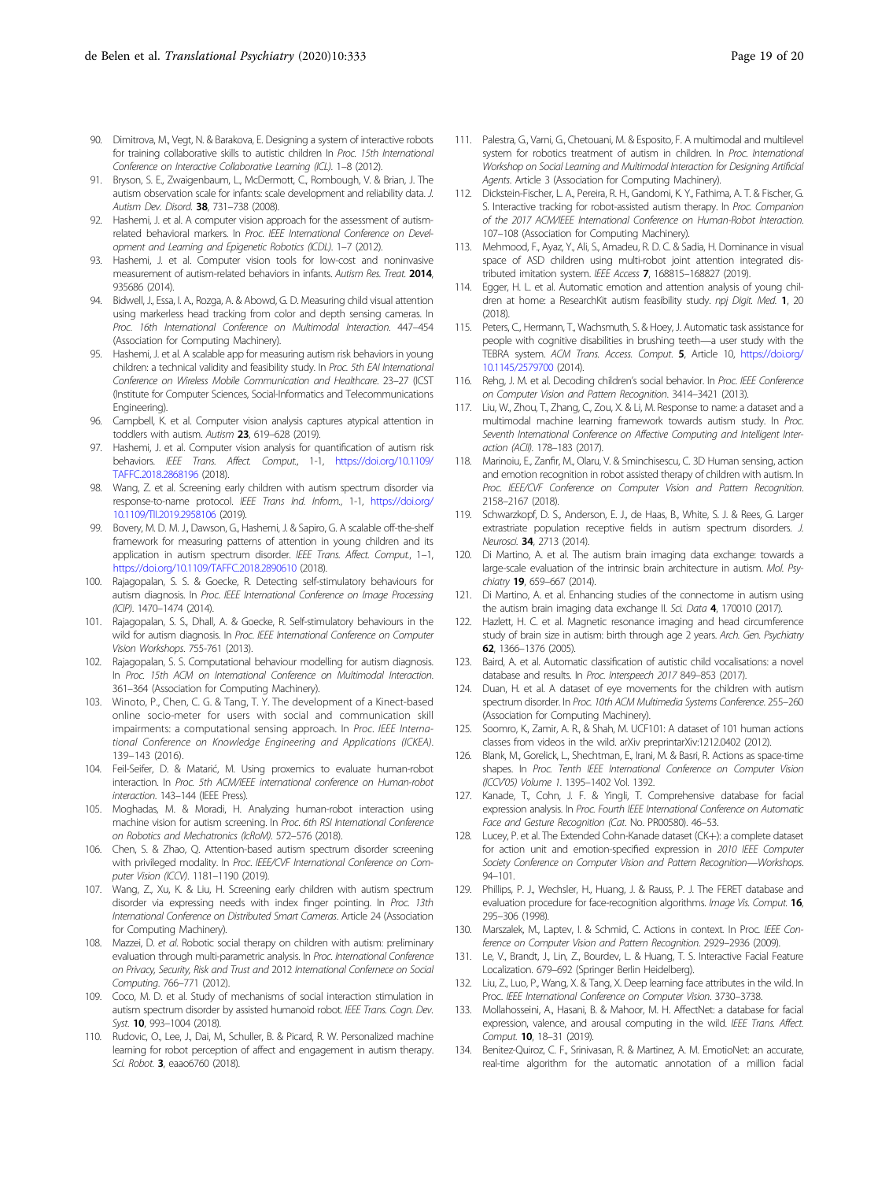90. Dimitrova, M., Vegt, N. & Barakova, E. Designing a system of interactive robots for training collaborative skills to autistic children In *Proc. 15th International Conference on Interactive Collaborative Learning (ICL)*. 1–8 (2012).
91. Bryson, S. E., Zwaigenbaum, L., McDermott, C., Rombough, V. & Brian, J. The autism observation scale for infants: scale development and reliability data. *J. Autism Dev. Disord.* **38**, 731–738 (2008).
92. Hashemi, J. et al. A computer vision approach for the assessment of autism-related behavioral markers. In *Proc. IEEE International Conference on Development and Learning and Epigenetic Robotics (ICDL)*. 1–7 (2012).
93. Hashemi, J. et al. Computer vision tools for low-cost and noninvasive measurement of autism-related behaviors in infants. *Autism Res. Treat.* **2014**, 935686 (2014).
94. Bidwell, J., Essa, I. A., Rozga, A. & Abowd, G. D. Measuring child visual attention using markerless head tracking from color and depth sensing cameras. In *Proc. 16th International Conference on Multimodal Interaction*. 447–454 (Association for Computing Machinery).
95. Hashemi, J. et al. A scalable app for measuring autism risk behaviors in young children: a technical validity and feasibility study. In *Proc. 5th EAI International Conference on Wireless Mobile Communication and Healthcare*. 23–27 (ICST (Institute for Computer Sciences, Social-Informatics and Telecommunications Engineering).
96. Campbell, K. et al. Computer vision analysis captures atypical attention in toddlers with autism. *Autism* **23**, 619–628 (2019).
97. Hashemi, J. et al. Computer vision analysis for quantification of autism risk behaviors. *IEEE Trans. Affect. Comput.*, 1-1, https://doi.org/10.1109/TAFFC.2018.2868196 (2018).
98. Wang, Z. et al. Screening early children with autism spectrum disorder via response-to-name protocol. *IEEE Trans Ind. Inform.*, 1-1, https://doi.org/10.1109/TII.2019.2958106 (2019).
99. Bovery, M. D. M. J., Dawson, G., Hashemi, J. & Sapiro, G. A scalable off-the-shelf framework for measuring patterns of attention in young children and its application in autism spectrum disorder. *IEEE Trans. Affect. Comput.*, 1–1, https://doi.org/10.1109/TAFFC.2018.2890610 (2018).
100. Rajagopalan, S. S. & Goecke, R. Detecting self-stimulatory behaviours for autism diagnosis. In *Proc. IEEE International Conference on Image Processing (ICIP)*. 1470–1474 (2014).
101. Rajagopalan, S. S., Dhall, A. & Goecke, R. Self-stimulatory behaviours in the wild for autism diagnosis. In *Proc. IEEE International Conference on Computer Vision Workshops*. 755-761 (2013).
102. Rajagopalan, S. S. Computational behaviour modelling for autism diagnosis. In *Proc. 15th ACM on International Conference on Multimodal Interaction*. 361–364 (Association for Computing Machinery).
103. Winoto, P., Chen, C. G. & Tang, T. Y. The development of a Kinect-based online socio-meter for users with social and communication skill impairments: a computational sensing approach. In *Proc. IEEE International Conference on Knowledge Engineering and Applications (ICKEA)*. 139–143 (2016).
104. Feil-Seifer, D. & Matarić, M. Using proxemics to evaluate human-robot interaction. In *Proc. 5th ACM/IEEE international conference on Human-robot interaction*. 143–144 (IEEE Press).
105. Moghadas, M. & Moradi, H. Analyzing human-robot interaction using machine vision for autism screening. In *Proc. 6th RSI International Conference on Robotics and Mechatronics (IcRoM)*. 572–576 (2018).
106. Chen, S. & Zhao, Q. Attention-based autism spectrum disorder screening with privileged modality. In *Proc. IEEE/CVF International Conference on Computer Vision (ICCV)*. 1181–1190 (2019).
107. Wang, Z., Xu, K. & Liu, H. Screening early children with autism spectrum disorder via expressing needs with index finger pointing. In *Proc. 13th International Conference on Distributed Smart Cameras*. Article 24 (Association for Computing Machinery).
108. Mazzei, D. *et al*. Robotic social therapy on children with autism: preliminary evaluation through multi-parametric analysis. In *Proc. International Conference on Privacy, Security, Risk and Trust and 2012 International Confernece on Social Computing*. 766–771 (2012).
109. Coco, M. D. et al. Study of mechanisms of social interaction stimulation in autism spectrum disorder by assisted humanoid robot. *IEEE Trans. Cogn. Dev. Syst.* **10**, 993–1004 (2018).
110. Rudovic, O., Lee, J., Dai, M., Schuller, B. & Picard, R. W. Personalized machine learning for robot perception of affect and engagement in autism therapy. *Sci. Robot.* **3**, eaao6760 (2018).
111. Palestra, G., Varni, G., Chetouani, M. & Esposito, F. A multimodal and multilevel system for robotics treatment of autism in children. In *Proc. International Workshop on Social Learning and Multimodal Interaction for Designing Artificial Agents*. Article 3 (Association for Computing Machinery).
112. Dickstein-Fischer, L. A., Pereira, R. H., Gandomi, K. Y., Fathima, A. T. & Fischer, G. S. Interactive tracking for robot-assisted autism therapy. In *Proc. Companion of the 2017 ACM/IEEE International Conference on Human-Robot Interaction*. 107–108 (Association for Computing Machinery).
113. Mehmood, F., Ayaz, Y., Ali, S., Amadeu, R. D. C. & Sadia, H. Dominance in visual space of ASD children using multi-robot joint attention integrated distributed imitation system. *IEEE Access* **7**, 168815–168827 (2019).
114. Egger, H. L. et al. Automatic emotion and attention analysis of young children at home: a ResearchKit autism feasibility study. *npj Digit. Med.* **1**, 20 (2018).
115. Peters, C., Hermann, T., Wachsmuth, S. & Hoey, J. Automatic task assistance for people with cognitive disabilities in brushing teeth—a user study with the TEBRA system. *ACM Trans. Access. Comput.* **5**, Article 10, https://doi.org/10.1145/2579700 (2014).
116. Rehg, J. M. et al. Decoding children's social behavior. In *Proc. IEEE Conference on Computer Vision and Pattern Recognition*. 3414–3421 (2013).
117. Liu, W., Zhou, T., Zhang, C., Zou, X. & Li, M. Response to name: a dataset and a multimodal machine learning framework towards autism study. In *Proc. Seventh International Conference on Affective Computing and Intelligent Interaction (ACII)*. 178–183 (2017).
118. Marinoiu, E., Zanfir, M., Olaru, V. & Sminchisescu, C. 3D Human sensing, action and emotion recognition in robot assisted therapy of children with autism. In *Proc. IEEE/CVF Conference on Computer Vision and Pattern Recognition*. 2158–2167 (2018).
119. Schwarzkopf, D. S., Anderson, E. J., de Haas, B., White, S. J. & Rees, G. Larger extrastriate population receptive fields in autism spectrum disorders. *J. Neurosci.* **34**, 2713 (2014).
120. Di Martino, A. et al. The autism brain imaging data exchange: towards a large-scale evaluation of the intrinsic brain architecture in autism. *Mol. Psychiatry* **19**, 659–667 (2014).
121. Di Martino, A. et al. Enhancing studies of the connectome in autism using the autism brain imaging data exchange II. *Sci. Data* **4**, 170010 (2017).
122. Hazlett, H. C. et al. Magnetic resonance imaging and head circumference study of brain size in autism: birth through age 2 years. *Arch. Gen. Psychiatry* **62**, 1366–1376 (2005).
123. Baird, A. et al. Automatic classification of autistic child vocalisations: a novel database and results. In *Proc. Interspeech 2017* 849–853 (2017).
124. Duan, H. et al. A dataset of eye movements for the children with autism spectrum disorder. In *Proc. 10th ACM Multimedia Systems Conference*. 255–260 (Association for Computing Machinery).
125. Soomro, K., Zamir, A. R., & Shah, M. UCF101: A dataset of 101 human actions classes from videos in the wild. arXiv preprintarXiv:1212.0402 (2012).
126. Blank, M., Gorelick, L., Shechtman, E., Irani, M. & Basri, R. Actions as space-time shapes. In *Proc. Tenth IEEE International Conference on Computer Vision (ICCV'05) Volume 1*. 1395–1402 Vol. 1392.
127. Kanade, T., Cohn, J. F. & Yingli, T. Comprehensive database for facial expression analysis. In *Proc. Fourth IEEE International Conference on Automatic Face and Gesture Recognition (Cat.* No. PR00580). 46–53.
128. Lucey, P. et al. The Extended Cohn-Kanade dataset (CK+): a complete dataset for action unit and emotion-specified expression in *2010 IEEE Computer Society Conference on Computer Vision and Pattern Recognition—Workshops*. 94–101.
129. Phillips, P. J., Wechsler, H., Huang, J. & Rauss, P. J. The FERET database and evaluation procedure for face-recognition algorithms. *Image Vis. Comput.* **16**, 295–306 (1998).
130. Marszalek, M., Laptev, I. & Schmid, C. Actions in context. In Proc. *IEEE Conference on Computer Vision and Pattern Recognition*. 2929–2936 (2009).
131. Le, V., Brandt, J., Lin, Z., Bourdev, L. & Huang, T. S. Interactive Facial Feature Localization. 679–692 (Springer Berlin Heidelberg).
132. Liu, Z., Luo, P., Wang, X. & Tang, X. Deep learning face attributes in the wild. In Proc. *IEEE International Conference on Computer Vision*. 3730–3738.
133. Mollahosseini, A., Hasani, B. & Mahoor, M. H. AffectNet: a database for facial expression, valence, and arousal computing in the wild. *IEEE Trans. Affect. Comput.* **10**, 18–31 (2019).
134. Benitez-Quiroz, C. F., Srinivasan, R. & Martinez, A. M. EmotioNet: an accurate, real-time algorithm for the automatic annotation of a million facial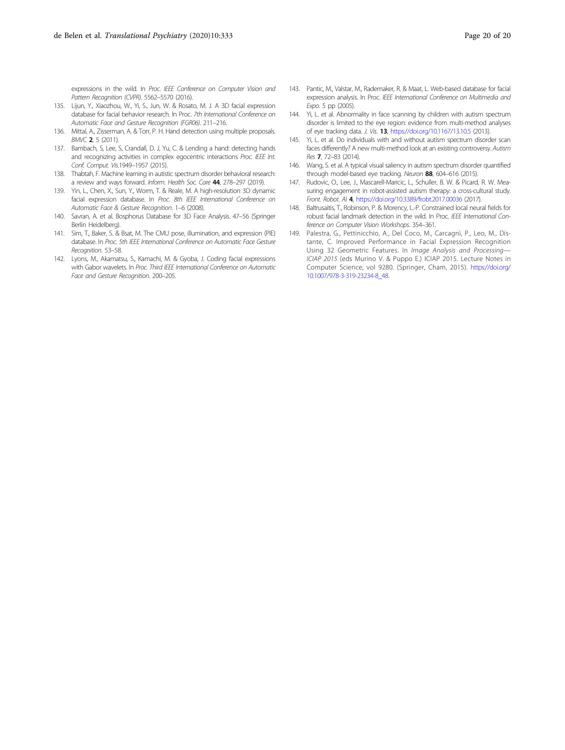expressions in the wild. In *Proc. IEEE Conference on Computer Vision and Pattern Recognition (CVPR)*. 5562–5570 (2016).

135. Lijun, Y., Xiaozhou, W., Yi, S., Jun, W. & Rosato, M. J. A 3D facial expression database for facial behavior research. In Proc. *7th International Conference on Automatic Face and Gesture Recognition (FGR06)*. 211–216.
136. Mittal, A., Zisserman, A. & Torr, P. H. Hand detection using multiple proposals. *BMVC* **2**, 5 (2011).
137. Bambach, S, Lee, S, Crandall, D. J, Yu, C. & Lending a hand: detecting hands and recognizing activities in complex egocentric interactions *Proc. IEEE Int. Conf. Comput. Vis*.1949–1957 (2015).
138. Thabtah, F. Machine learning in autistic spectrum disorder behavioral research: a review and ways forward. *Inform. Health Soc. Care* **44**, 278–297 (2019).
139. Yin, L., Chen, X., Sun, Y., Worm, T. & Reale, M. A high-resolution 3D dynamic facial expression database. In *Proc. 8th IEEE International Conference on Automatic Face & Gesture Recognition*. 1–6 (2008).
140. Savran, A. et al. Bosphorus Database for 3D Face Analysis. 47–56 (Springer Berlin Heidelberg).
141. Sim, T., Baker, S. & Bsat, M. The CMU pose, illumination, and expression (PIE) database. In *Proc. 5th IEEE International Conference on Automatic Face Gesture Recognition*. 53–58.
142. Lyons, M., Akamatsu, S., Kamachi, M. & Gyoba, J. Coding facial expressions with Gabor wavelets. In *Proc. Third IEEE International Conference on Automatic Face and Gesture Recognition*. 200–205.
143. Pantic, M., Valstar, M., Rademaker, R. & Maat, L. Web-based database for facial expression analysis. In Proc. *IEEE International Conference on Multimedia and Expo*. 5 pp (2005).
144. Yi, L. et al. Abnormality in face scanning by children with autism spectrum disorder is limited to the eye region: evidence from multi-method analyses of eye tracking data. *J. Vis*. **13**, https://doi.org/10.1167/13.10.5 (2013).
145. Yi, L. et al. Do individuals with and without autism spectrum disorder scan faces differently? A new multi-method look at an existing controversy. *Autism Res* **7**, 72–83 (2014).
146. Wang, S. et al. A typical visual saliency in autism spectrum disorder quantified through model-based eye tracking. *Neuron* **88**, 604–616 (2015).
147. Rudovic, O., Lee, J., Mascarell-Maricic, L., Schuller, B. W. & Picard, R. W. Measuring engagement in robot-assisted autism therapy: a cross-cultural study. *Front. Robot. AI* **4**, https://doi.org/10.3389/frobt.2017.00036 (2017).
148. Baltrusaitis, T., Robinson, P. & Morency, L.-P. Constrained local neural fields for robust facial landmark detection in the wild. In Proc. *IEEE International Conference on Computer Vision Workshops*. 354–361.
149. Palestra, G., Pettinicchio, A., Del Coco, M., Carcagnì, P., Leo, M., Distante, C. Improved Performance in Facial Expression Recognition Using 32 Geometric Features. In *Image Analysis and Processing—ICIAP 2015* (eds Murino V. & Puppo E.) ICIAP 2015. Lecture Notes in Computer Science, vol 9280. (Springer, Cham, 2015). https://doi.org/10.1007/978-3-319-23234-8_48.